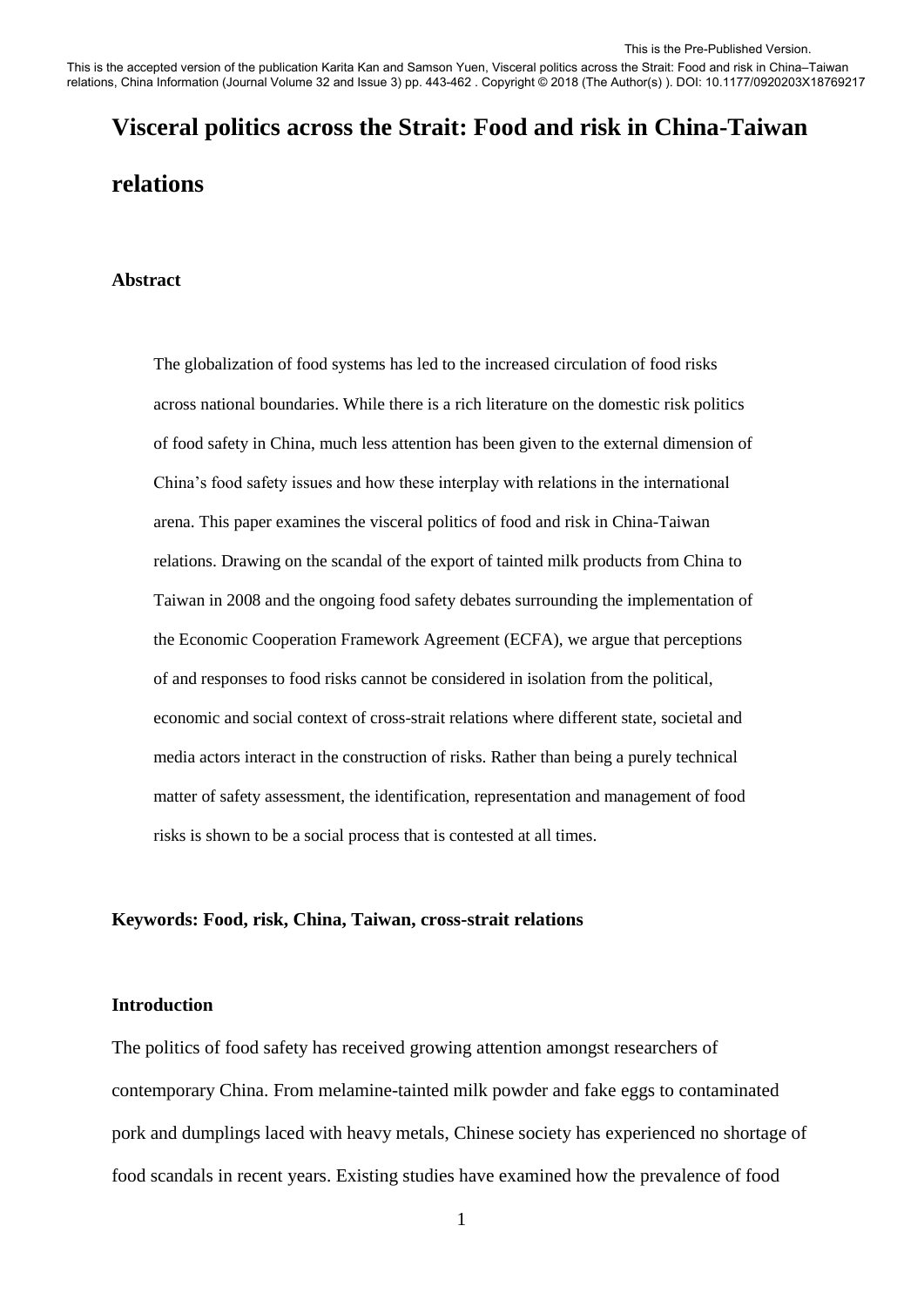This is the Pre-Published Version.

This is the accepted version of the publication Karita Kan and Samson Yuen, Visceral politics across the Strait: Food and risk in China–Taiwan relations, China Information (Journal Volume 32 and Issue 3) pp. 443-462 . Copyright © 2018 (The Author(s) ). DOI: 10.1177/0920203X18769217

# Visceral politics across the Strait: Food and risk in China-Taiwan relations

## Abstract

The globalization of food systems has led to the increased circulation of food risks across national boundaries. While there is a rich literature on the domestic risk politics of food safety in China, much less attention has been given to the external dimension of China's food safety issues and how these interplay with relations in the international arena. This paper examines the visceral politics of food and risk in China-Taiwan relations. Drawing on the scandal of the export of tainted milk products from China to Taiwan in 2008 and the ongoing food safety debates surrounding the implementation of the Economic Cooperation Framework Agreement (ECFA), we argue that perceptions of and responses to food risks cannot be considered in isolation from the political, economic and social context of cross-strait relations where different state, societal and media actors interact in the construction of risks. Rather than being a purely technical matter of safety assessment, the identification, representation and management of food risks is shown to be a social process that is contested at all times.

**Keywords: Food, risk, China, Taiwan, cross-strait relations**

## Introduction

The politics of food safety has received growing attention amongst researchers of contemporary China. From melamine-tainted milk powder and fake eggs to contaminated pork and dumplings laced with heavy metals, Chinese society has experienced no shortage of food scandals in recent years. Existing studies have examined how the prevalence of food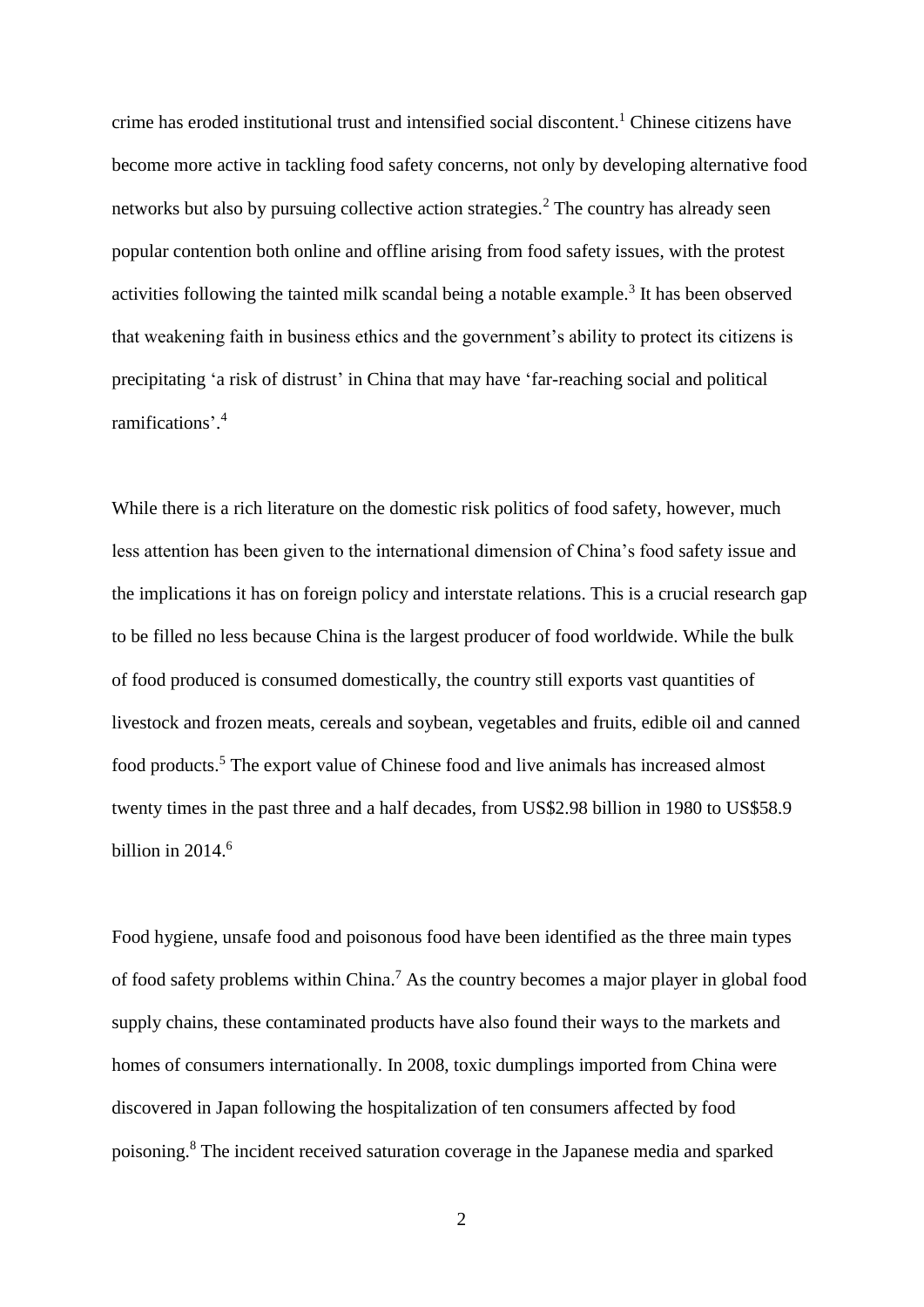crime has eroded institutional trust and intensified social discontent.[1] Chinese citizens have become more active in tackling food safety concerns, not only by developing alternative food networks but also by pursuing collective action strategies.[2] The country has already seen popular contention both online and offline arising from food safety issues, with the protest activities following the tainted milk scandal being a notable example.[3] It has been observed that weakening faith in business ethics and the government's ability to protect its citizens is precipitating 'a risk of distrust' in China that may have 'far-reaching social and political ramifications'.[4]

While there is a rich literature on the domestic risk politics of food safety, however, much less attention has been given to the international dimension of China's food safety issue and the implications it has on foreign policy and interstate relations. This is a crucial research gap to be filled no less because China is the largest producer of food worldwide. While the bulk of food produced is consumed domestically, the country still exports vast quantities of livestock and frozen meats, cereals and soybean, vegetables and fruits, edible oil and canned food products.[5] The export value of Chinese food and live animals has increased almost twenty times in the past three and a half decades, from US$2.98 billion in 1980 to US$58.9 billion in 2014.[6]

Food hygiene, unsafe food and poisonous food have been identified as the three main types of food safety problems within China.[7] As the country becomes a major player in global food supply chains, these contaminated products have also found their ways to the markets and homes of consumers internationally. In 2008, toxic dumplings imported from China were discovered in Japan following the hospitalization of ten consumers affected by food poisoning.[8] The incident received saturation coverage in the Japanese media and sparked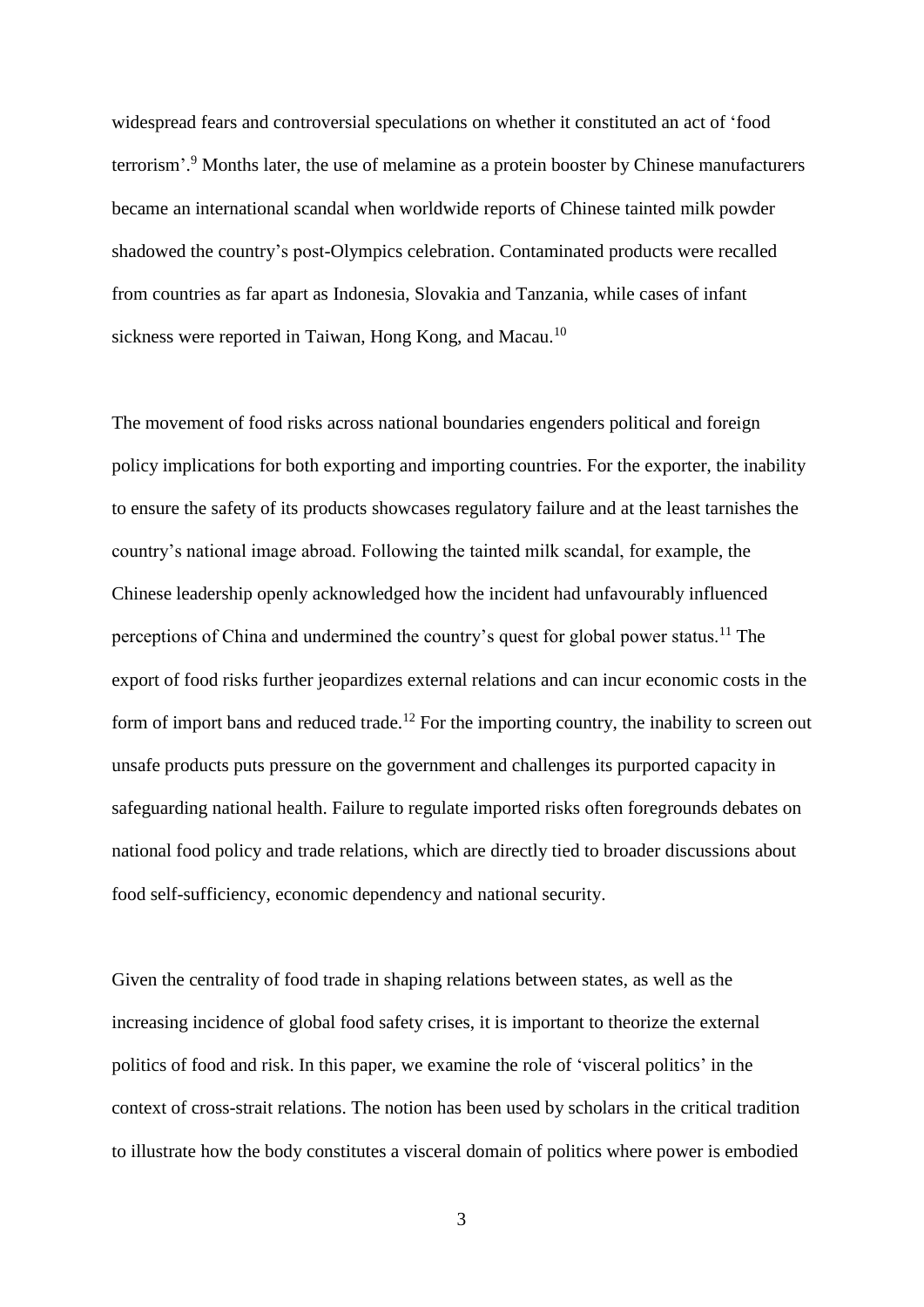widespread fears and controversial speculations on whether it constituted an act of 'food terrorism'.[9] Months later, the use of melamine as a protein booster by Chinese manufacturers became an international scandal when worldwide reports of Chinese tainted milk powder shadowed the country's post-Olympics celebration. Contaminated products were recalled from countries as far apart as Indonesia, Slovakia and Tanzania, while cases of infant sickness were reported in Taiwan, Hong Kong, and Macau.[10]

The movement of food risks across national boundaries engenders political and foreign policy implications for both exporting and importing countries. For the exporter, the inability to ensure the safety of its products showcases regulatory failure and at the least tarnishes the country's national image abroad. Following the tainted milk scandal, for example, the Chinese leadership openly acknowledged how the incident had unfavourably influenced perceptions of China and undermined the country's quest for global power status.[11] The export of food risks further jeopardizes external relations and can incur economic costs in the form of import bans and reduced trade.[12] For the importing country, the inability to screen out unsafe products puts pressure on the government and challenges its purported capacity in safeguarding national health. Failure to regulate imported risks often foregrounds debates on national food policy and trade relations, which are directly tied to broader discussions about food self-sufficiency, economic dependency and national security.

Given the centrality of food trade in shaping relations between states, as well as the increasing incidence of global food safety crises, it is important to theorize the external politics of food and risk. In this paper, we examine the role of 'visceral politics' in the context of cross-strait relations. The notion has been used by scholars in the critical tradition to illustrate how the body constitutes a visceral domain of politics where power is embodied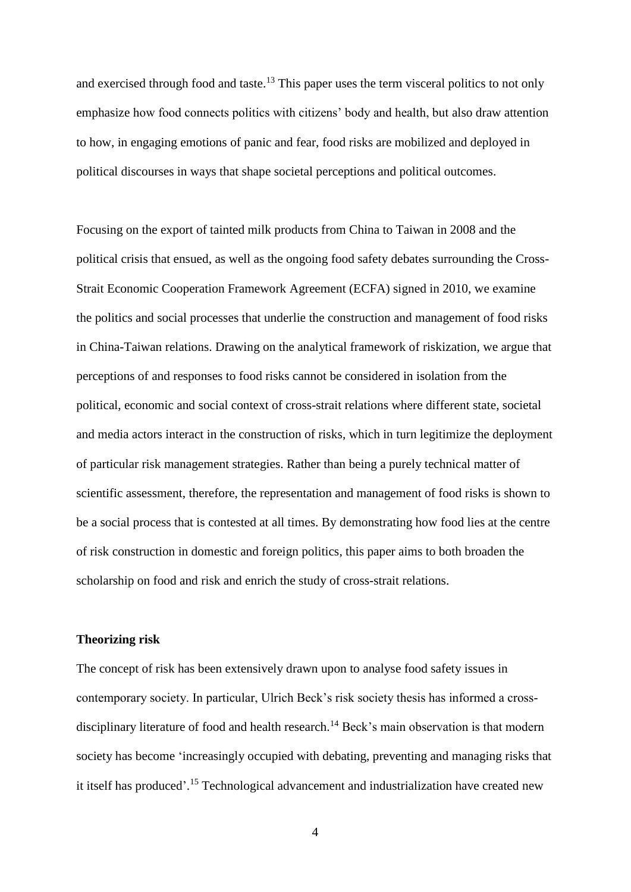and exercised through food and taste.[13] This paper uses the term visceral politics to not only emphasize how food connects politics with citizens' body and health, but also draw attention to how, in engaging emotions of panic and fear, food risks are mobilized and deployed in political discourses in ways that shape societal perceptions and political outcomes.

Focusing on the export of tainted milk products from China to Taiwan in 2008 and the political crisis that ensued, as well as the ongoing food safety debates surrounding the Cross-Strait Economic Cooperation Framework Agreement (ECFA) signed in 2010, we examine the politics and social processes that underlie the construction and management of food risks in China-Taiwan relations. Drawing on the analytical framework of riskization, we argue that perceptions of and responses to food risks cannot be considered in isolation from the political, economic and social context of cross-strait relations where different state, societal and media actors interact in the construction of risks, which in turn legitimize the deployment of particular risk management strategies. Rather than being a purely technical matter of scientific assessment, therefore, the representation and management of food risks is shown to be a social process that is contested at all times. By demonstrating how food lies at the centre of risk construction in domestic and foreign politics, this paper aims to both broaden the scholarship on food and risk and enrich the study of cross-strait relations.

**Theorizing risk**

The concept of risk has been extensively drawn upon to analyse food safety issues in contemporary society. In particular, Ulrich Beck's risk society thesis has informed a cross-disciplinary literature of food and health research.[14] Beck's main observation is that modern society has become 'increasingly occupied with debating, preventing and managing risks that it itself has produced'.[15] Technological advancement and industrialization have created new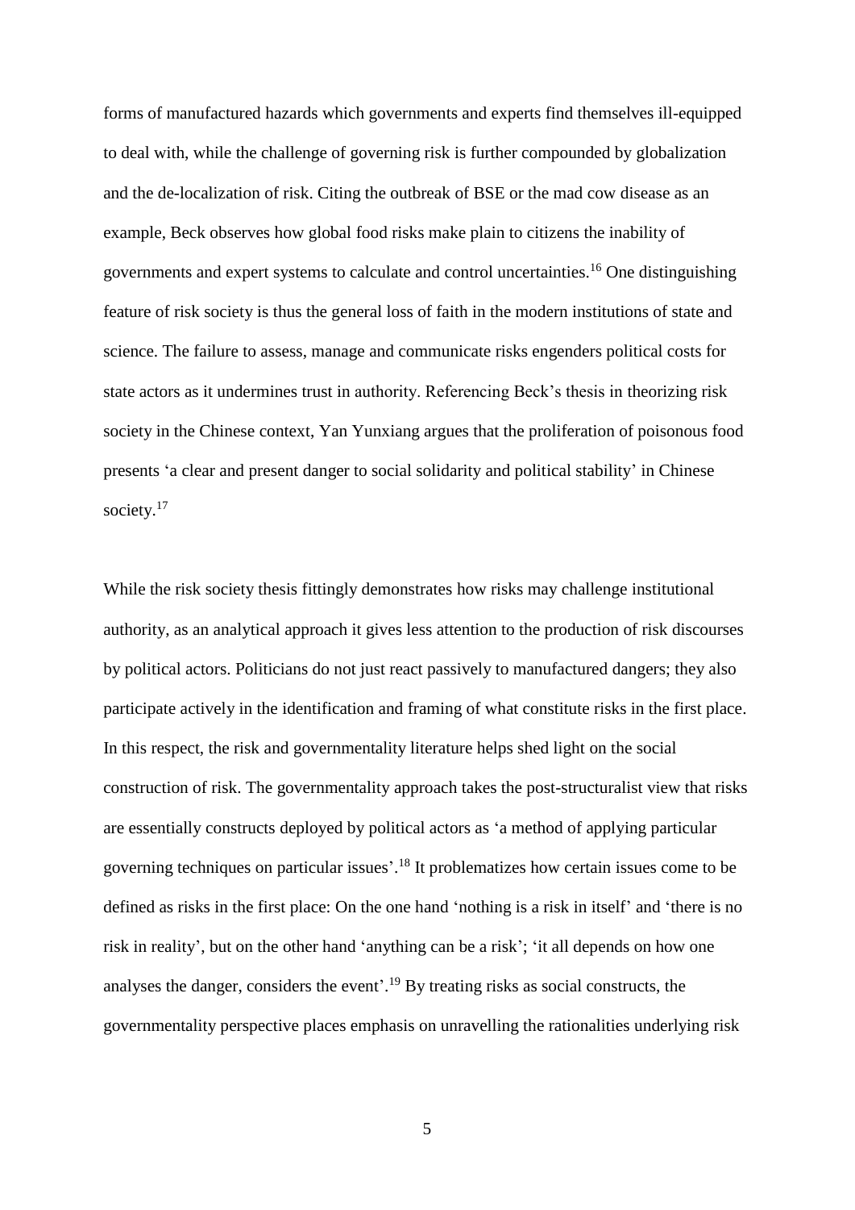forms of manufactured hazards which governments and experts find themselves ill-equipped to deal with, while the challenge of governing risk is further compounded by globalization and the de-localization of risk. Citing the outbreak of BSE or the mad cow disease as an example, Beck observes how global food risks make plain to citizens the inability of governments and expert systems to calculate and control uncertainties.[16] One distinguishing feature of risk society is thus the general loss of faith in the modern institutions of state and science. The failure to assess, manage and communicate risks engenders political costs for state actors as it undermines trust in authority. Referencing Beck's thesis in theorizing risk society in the Chinese context, Yan Yunxiang argues that the proliferation of poisonous food presents 'a clear and present danger to social solidarity and political stability' in Chinese society.[17]

While the risk society thesis fittingly demonstrates how risks may challenge institutional authority, as an analytical approach it gives less attention to the production of risk discourses by political actors. Politicians do not just react passively to manufactured dangers; they also participate actively in the identification and framing of what constitute risks in the first place. In this respect, the risk and governmentality literature helps shed light on the social construction of risk. The governmentality approach takes the post-structuralist view that risks are essentially constructs deployed by political actors as 'a method of applying particular governing techniques on particular issues'.[18] It problematizes how certain issues come to be defined as risks in the first place: On the one hand 'nothing is a risk in itself' and 'there is no risk in reality', but on the other hand 'anything can be a risk'; 'it all depends on how one analyses the danger, considers the event'.[19] By treating risks as social constructs, the governmentality perspective places emphasis on unravelling the rationalities underlying risk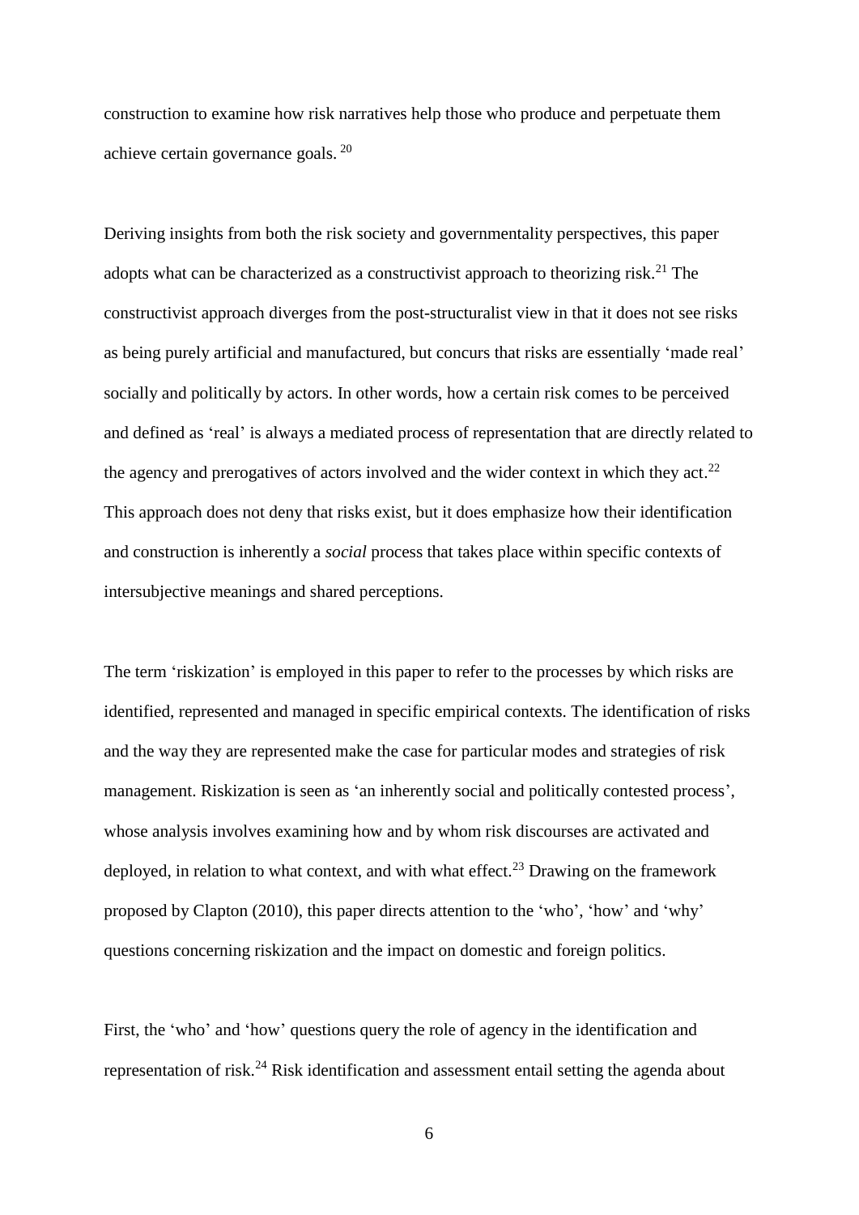construction to examine how risk narratives help those who produce and perpetuate them achieve certain governance goals. [20]

Deriving insights from both the risk society and governmentality perspectives, this paper adopts what can be characterized as a constructivist approach to theorizing risk.[21] The constructivist approach diverges from the post-structuralist view in that it does not see risks as being purely artificial and manufactured, but concurs that risks are essentially 'made real' socially and politically by actors. In other words, how a certain risk comes to be perceived and defined as 'real' is always a mediated process of representation that are directly related to the agency and prerogatives of actors involved and the wider context in which they act.[22] This approach does not deny that risks exist, but it does emphasize how their identification and construction is inherently a *social* process that takes place within specific contexts of intersubjective meanings and shared perceptions.

The term 'riskization' is employed in this paper to refer to the processes by which risks are identified, represented and managed in specific empirical contexts. The identification of risks and the way they are represented make the case for particular modes and strategies of risk management. Riskization is seen as 'an inherently social and politically contested process', whose analysis involves examining how and by whom risk discourses are activated and deployed, in relation to what context, and with what effect.[23] Drawing on the framework proposed by Clapton (2010), this paper directs attention to the 'who', 'how' and 'why' questions concerning riskization and the impact on domestic and foreign politics.

First, the 'who' and 'how' questions query the role of agency in the identification and representation of risk.[24] Risk identification and assessment entail setting the agenda about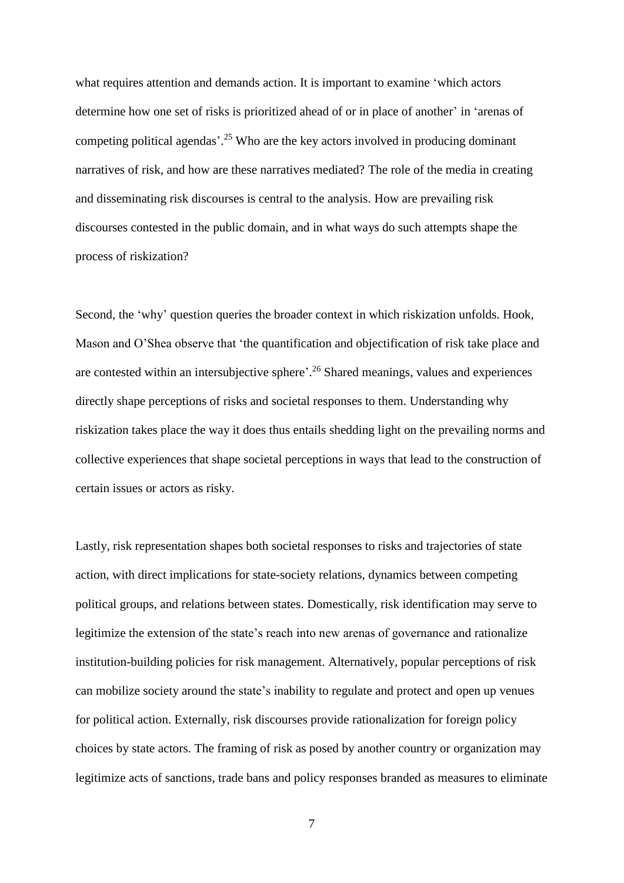what requires attention and demands action. It is important to examine 'which actors determine how one set of risks is prioritized ahead of or in place of another' in 'arenas of competing political agendas'.[25] Who are the key actors involved in producing dominant narratives of risk, and how are these narratives mediated? The role of the media in creating and disseminating risk discourses is central to the analysis. How are prevailing risk discourses contested in the public domain, and in what ways do such attempts shape the process of riskization?

Second, the 'why' question queries the broader context in which riskization unfolds. Hook, Mason and O'Shea observe that 'the quantification and objectification of risk take place and are contested within an intersubjective sphere'.[26] Shared meanings, values and experiences directly shape perceptions of risks and societal responses to them. Understanding why riskization takes place the way it does thus entails shedding light on the prevailing norms and collective experiences that shape societal perceptions in ways that lead to the construction of certain issues or actors as risky.

Lastly, risk representation shapes both societal responses to risks and trajectories of state action, with direct implications for state-society relations, dynamics between competing political groups, and relations between states. Domestically, risk identification may serve to legitimize the extension of the state's reach into new arenas of governance and rationalize institution-building policies for risk management. Alternatively, popular perceptions of risk can mobilize society around the state's inability to regulate and protect and open up venues for political action. Externally, risk discourses provide rationalization for foreign policy choices by state actors. The framing of risk as posed by another country or organization may legitimize acts of sanctions, trade bans and policy responses branded as measures to eliminate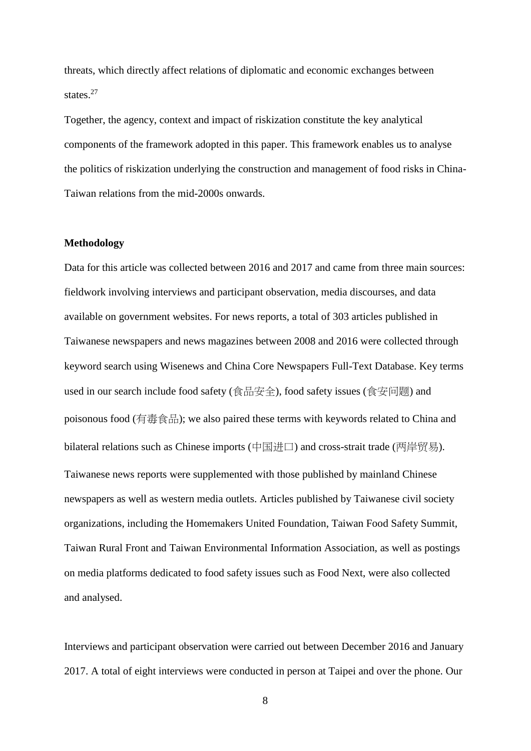threats, which directly affect relations of diplomatic and economic exchanges between states.[27]

Together, the agency, context and impact of riskization constitute the key analytical components of the framework adopted in this paper. This framework enables us to analyse the politics of riskization underlying the construction and management of food risks in China-Taiwan relations from the mid-2000s onwards.

**Methodology**

Data for this article was collected between 2016 and 2017 and came from three main sources: fieldwork involving interviews and participant observation, media discourses, and data available on government websites. For news reports, a total of 303 articles published in Taiwanese newspapers and news magazines between 2008 and 2016 were collected through keyword search using Wisenews and China Core Newspapers Full-Text Database. Key terms used in our search include food safety (食品安全), food safety issues (食安问题) and poisonous food (有毒食品); we also paired these terms with keywords related to China and bilateral relations such as Chinese imports (中国进口) and cross-strait trade (两岸贸易). Taiwanese news reports were supplemented with those published by mainland Chinese newspapers as well as western media outlets. Articles published by Taiwanese civil society organizations, including the Homemakers United Foundation, Taiwan Food Safety Summit, Taiwan Rural Front and Taiwan Environmental Information Association, as well as postings on media platforms dedicated to food safety issues such as Food Next, were also collected and analysed.

Interviews and participant observation were carried out between December 2016 and January 2017. A total of eight interviews were conducted in person at Taipei and over the phone. Our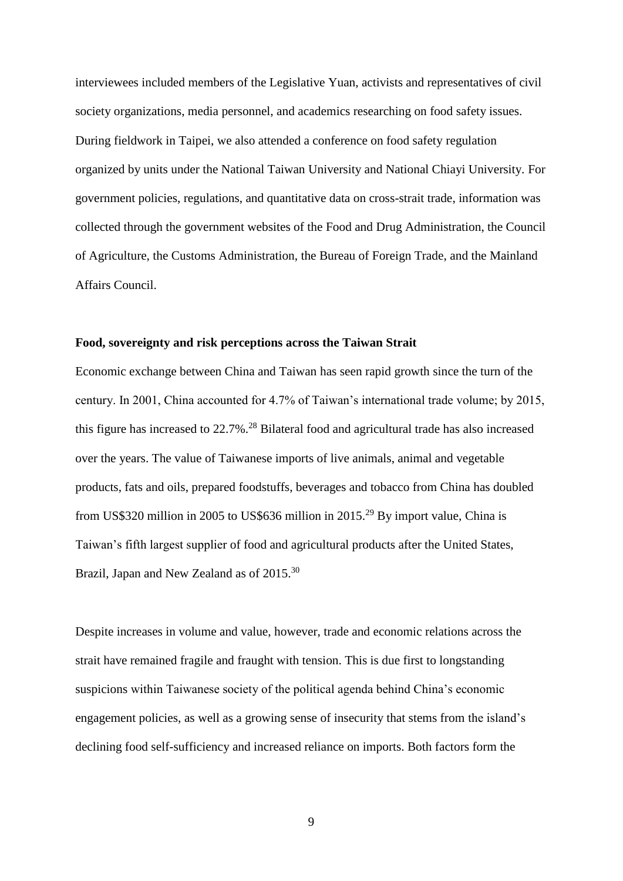interviewees included members of the Legislative Yuan, activists and representatives of civil society organizations, media personnel, and academics researching on food safety issues. During fieldwork in Taipei, we also attended a conference on food safety regulation organized by units under the National Taiwan University and National Chiayi University. For government policies, regulations, and quantitative data on cross-strait trade, information was collected through the government websites of the Food and Drug Administration, the Council of Agriculture, the Customs Administration, the Bureau of Foreign Trade, and the Mainland Affairs Council.

## Food, sovereignty and risk perceptions across the Taiwan Strait

Economic exchange between China and Taiwan has seen rapid growth since the turn of the century. In 2001, China accounted for 4.7% of Taiwan's international trade volume; by 2015, this figure has increased to 22.7%.[28] Bilateral food and agricultural trade has also increased over the years. The value of Taiwanese imports of live animals, animal and vegetable products, fats and oils, prepared foodstuffs, beverages and tobacco from China has doubled from US$320 million in 2005 to US$636 million in 2015.[29] By import value, China is Taiwan's fifth largest supplier of food and agricultural products after the United States, Brazil, Japan and New Zealand as of 2015.[30]

Despite increases in volume and value, however, trade and economic relations across the strait have remained fragile and fraught with tension. This is due first to longstanding suspicions within Taiwanese society of the political agenda behind China's economic engagement policies, as well as a growing sense of insecurity that stems from the island's declining food self-sufficiency and increased reliance on imports. Both factors form the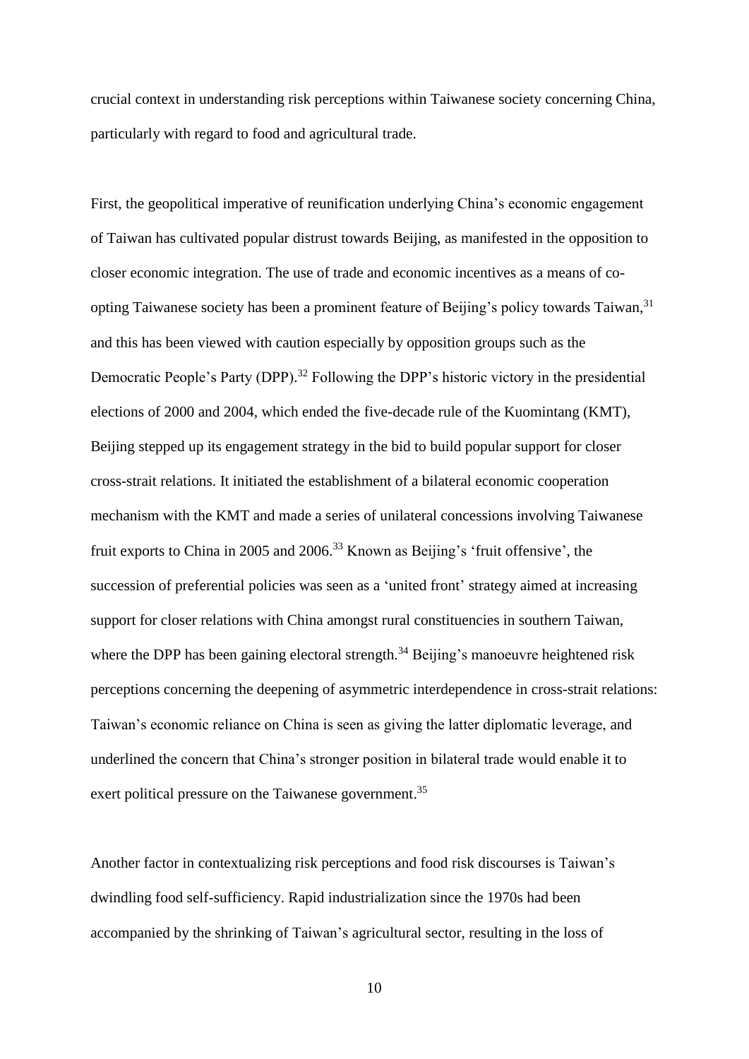crucial context in understanding risk perceptions within Taiwanese society concerning China, particularly with regard to food and agricultural trade.

First, the geopolitical imperative of reunification underlying China's economic engagement of Taiwan has cultivated popular distrust towards Beijing, as manifested in the opposition to closer economic integration. The use of trade and economic incentives as a means of co-opting Taiwanese society has been a prominent feature of Beijing's policy towards Taiwan,[31] and this has been viewed with caution especially by opposition groups such as the Democratic People's Party (DPP).[32] Following the DPP's historic victory in the presidential elections of 2000 and 2004, which ended the five-decade rule of the Kuomintang (KMT), Beijing stepped up its engagement strategy in the bid to build popular support for closer cross-strait relations. It initiated the establishment of a bilateral economic cooperation mechanism with the KMT and made a series of unilateral concessions involving Taiwanese fruit exports to China in 2005 and 2006.[33] Known as Beijing's 'fruit offensive', the succession of preferential policies was seen as a 'united front' strategy aimed at increasing support for closer relations with China amongst rural constituencies in southern Taiwan, where the DPP has been gaining electoral strength.[34] Beijing's manoeuvre heightened risk perceptions concerning the deepening of asymmetric interdependence in cross-strait relations: Taiwan's economic reliance on China is seen as giving the latter diplomatic leverage, and underlined the concern that China's stronger position in bilateral trade would enable it to exert political pressure on the Taiwanese government.[35]

Another factor in contextualizing risk perceptions and food risk discourses is Taiwan's dwindling food self-sufficiency. Rapid industrialization since the 1970s had been accompanied by the shrinking of Taiwan's agricultural sector, resulting in the loss of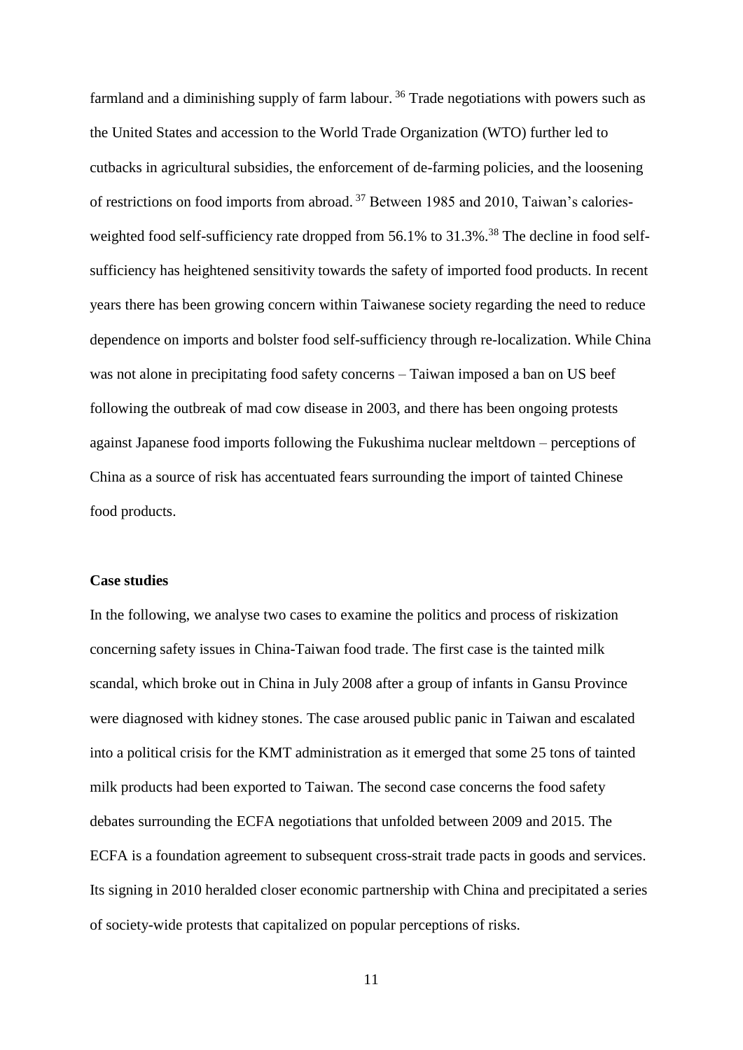farmland and a diminishing supply of farm labour. [36] Trade negotiations with powers such as the United States and accession to the World Trade Organization (WTO) further led to cutbacks in agricultural subsidies, the enforcement of de-farming policies, and the loosening of restrictions on food imports from abroad. [37] Between 1985 and 2010, Taiwan's calories-weighted food self-sufficiency rate dropped from 56.1% to 31.3%.[38] The decline in food self-sufficiency has heightened sensitivity towards the safety of imported food products. In recent years there has been growing concern within Taiwanese society regarding the need to reduce dependence on imports and bolster food self-sufficiency through re-localization. While China was not alone in precipitating food safety concerns – Taiwan imposed a ban on US beef following the outbreak of mad cow disease in 2003, and there has been ongoing protests against Japanese food imports following the Fukushima nuclear meltdown – perceptions of China as a source of risk has accentuated fears surrounding the import of tainted Chinese food products.

**Case studies**

In the following, we analyse two cases to examine the politics and process of riskization concerning safety issues in China-Taiwan food trade. The first case is the tainted milk scandal, which broke out in China in July 2008 after a group of infants in Gansu Province were diagnosed with kidney stones. The case aroused public panic in Taiwan and escalated into a political crisis for the KMT administration as it emerged that some 25 tons of tainted milk products had been exported to Taiwan. The second case concerns the food safety debates surrounding the ECFA negotiations that unfolded between 2009 and 2015. The ECFA is a foundation agreement to subsequent cross-strait trade pacts in goods and services. Its signing in 2010 heralded closer economic partnership with China and precipitated a series of society-wide protests that capitalized on popular perceptions of risks.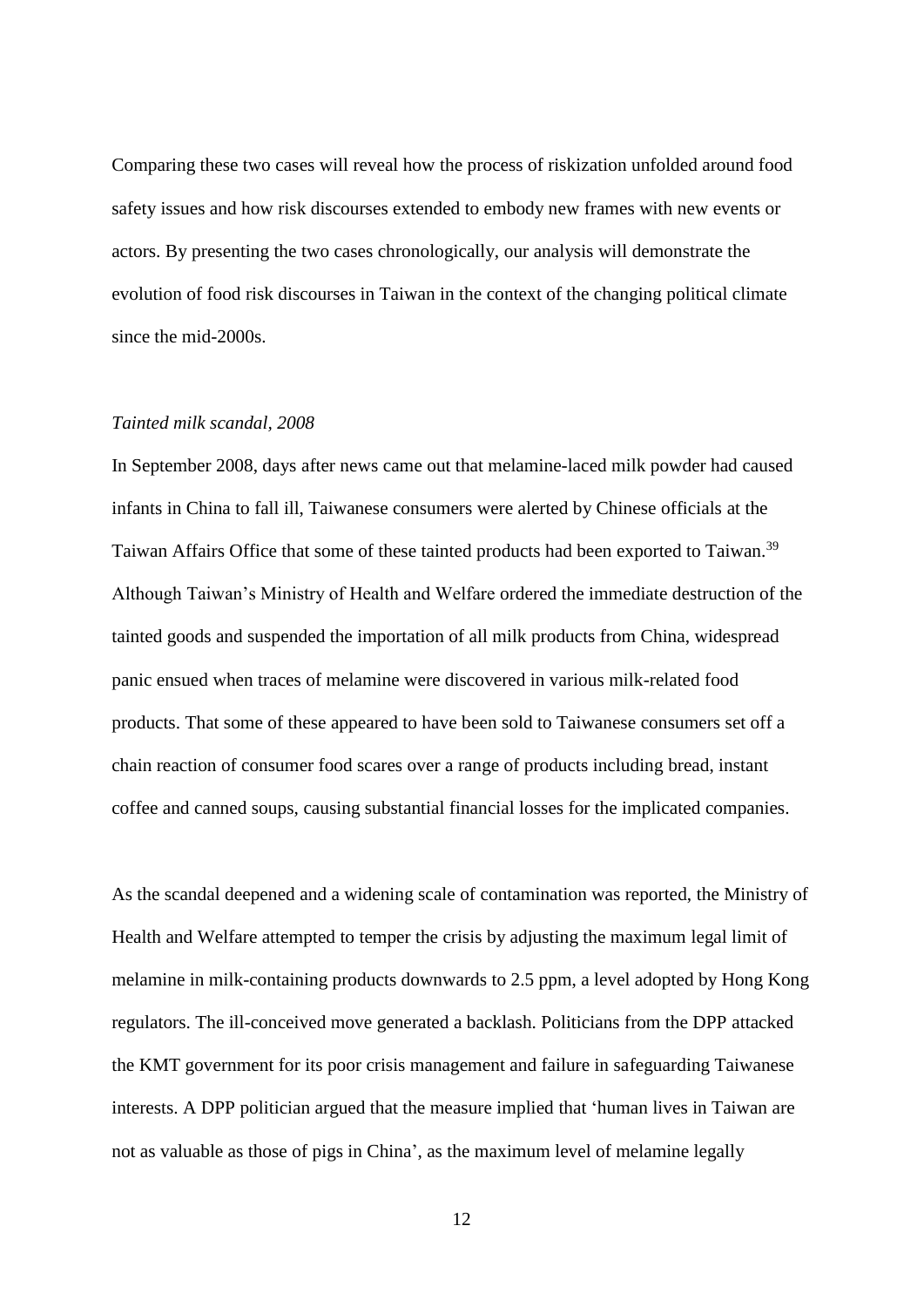Comparing these two cases will reveal how the process of riskization unfolded around food safety issues and how risk discourses extended to embody new frames with new events or actors. By presenting the two cases chronologically, our analysis will demonstrate the evolution of food risk discourses in Taiwan in the context of the changing political climate since the mid-2000s.

*Tainted milk scandal, 2008*

In September 2008, days after news came out that melamine-laced milk powder had caused infants in China to fall ill, Taiwanese consumers were alerted by Chinese officials at the Taiwan Affairs Office that some of these tainted products had been exported to Taiwan.[39] Although Taiwan's Ministry of Health and Welfare ordered the immediate destruction of the tainted goods and suspended the importation of all milk products from China, widespread panic ensued when traces of melamine were discovered in various milk-related food products. That some of these appeared to have been sold to Taiwanese consumers set off a chain reaction of consumer food scares over a range of products including bread, instant coffee and canned soups, causing substantial financial losses for the implicated companies.

As the scandal deepened and a widening scale of contamination was reported, the Ministry of Health and Welfare attempted to temper the crisis by adjusting the maximum legal limit of melamine in milk-containing products downwards to 2.5 ppm, a level adopted by Hong Kong regulators. The ill-conceived move generated a backlash. Politicians from the DPP attacked the KMT government for its poor crisis management and failure in safeguarding Taiwanese interests. A DPP politician argued that the measure implied that 'human lives in Taiwan are not as valuable as those of pigs in China', as the maximum level of melamine legally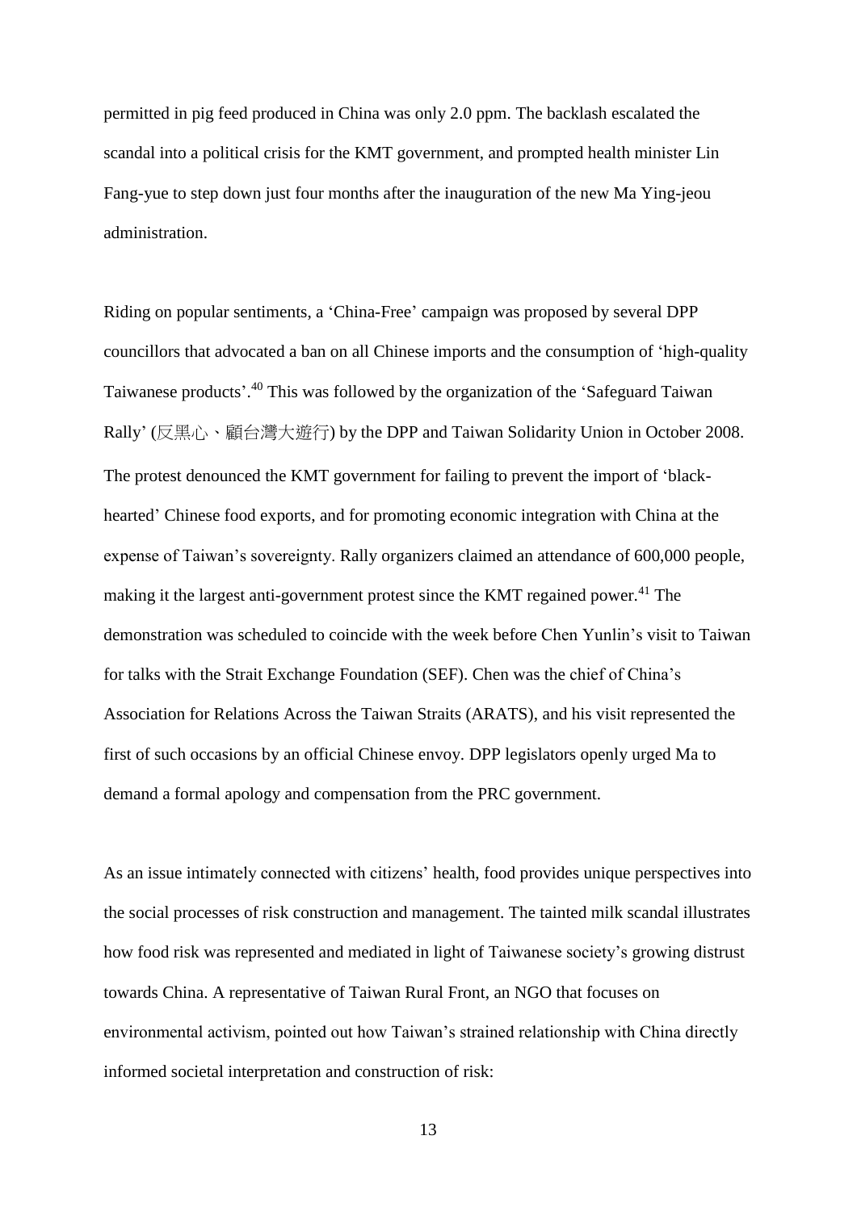permitted in pig feed produced in China was only 2.0 ppm. The backlash escalated the scandal into a political crisis for the KMT government, and prompted health minister Lin Fang-yue to step down just four months after the inauguration of the new Ma Ying-jeou administration.

Riding on popular sentiments, a 'China-Free' campaign was proposed by several DPP councillors that advocated a ban on all Chinese imports and the consumption of 'high-quality Taiwanese products'.[40] This was followed by the organization of the 'Safeguard Taiwan Rally' (反黑心、顧台灣大遊行) by the DPP and Taiwan Solidarity Union in October 2008. The protest denounced the KMT government for failing to prevent the import of 'black-hearted' Chinese food exports, and for promoting economic integration with China at the expense of Taiwan's sovereignty. Rally organizers claimed an attendance of 600,000 people, making it the largest anti-government protest since the KMT regained power.[41] The demonstration was scheduled to coincide with the week before Chen Yunlin's visit to Taiwan for talks with the Strait Exchange Foundation (SEF). Chen was the chief of China's Association for Relations Across the Taiwan Straits (ARATS), and his visit represented the first of such occasions by an official Chinese envoy. DPP legislators openly urged Ma to demand a formal apology and compensation from the PRC government.

As an issue intimately connected with citizens' health, food provides unique perspectives into the social processes of risk construction and management. The tainted milk scandal illustrates how food risk was represented and mediated in light of Taiwanese society's growing distrust towards China. A representative of Taiwan Rural Front, an NGO that focuses on environmental activism, pointed out how Taiwan's strained relationship with China directly informed societal interpretation and construction of risk: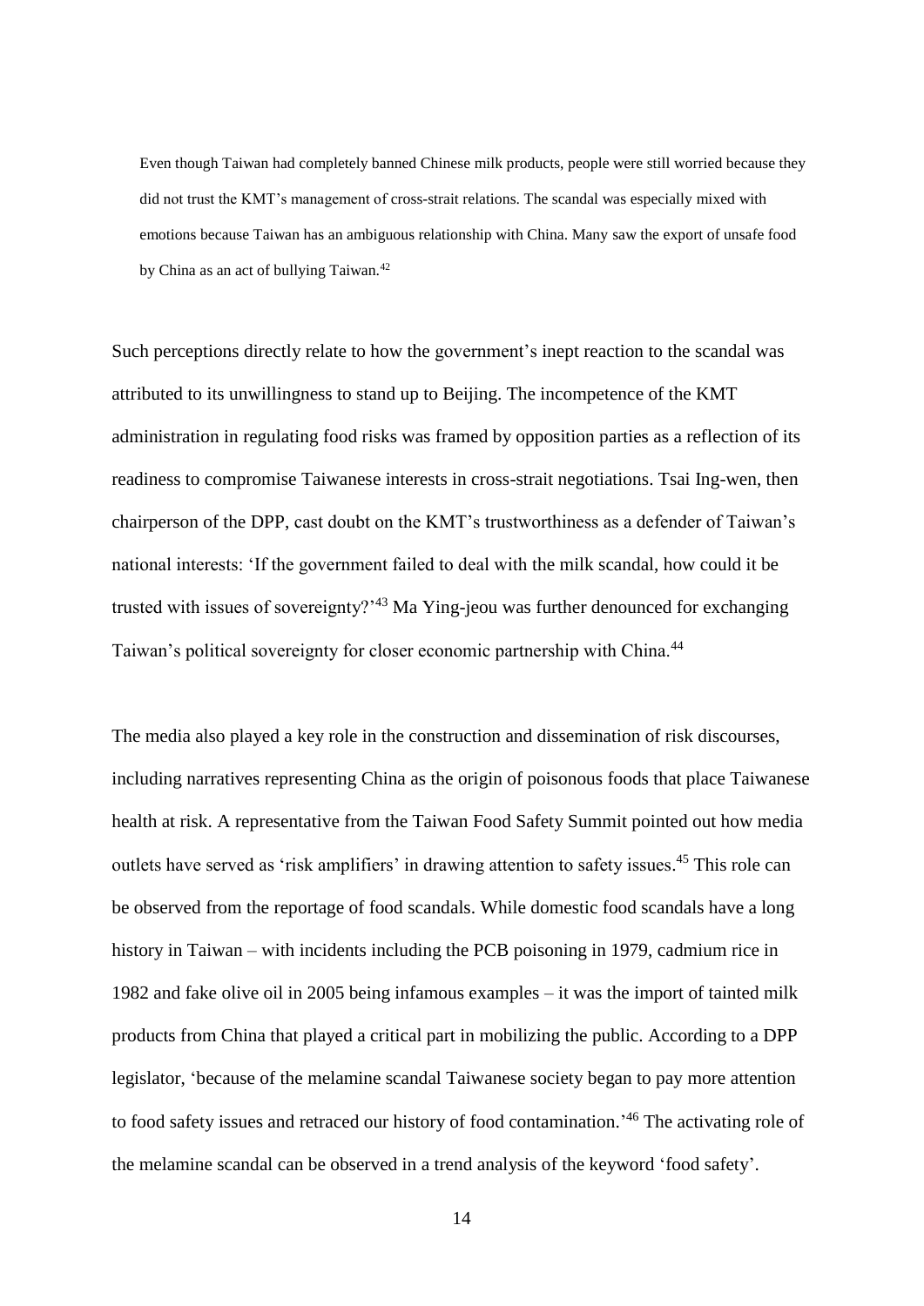> Even though Taiwan had completely banned Chinese milk products, people were still worried because they did not trust the KMT's management of cross-strait relations. The scandal was especially mixed with emotions because Taiwan has an ambiguous relationship with China. Many saw the export of unsafe food by China as an act of bullying Taiwan.[42]

Such perceptions directly relate to how the government's inept reaction to the scandal was attributed to its unwillingness to stand up to Beijing. The incompetence of the KMT administration in regulating food risks was framed by opposition parties as a reflection of its readiness to compromise Taiwanese interests in cross-strait negotiations. Tsai Ing-wen, then chairperson of the DPP, cast doubt on the KMT's trustworthiness as a defender of Taiwan's national interests: 'If the government failed to deal with the milk scandal, how could it be trusted with issues of sovereignty?'[43] Ma Ying-jeou was further denounced for exchanging Taiwan's political sovereignty for closer economic partnership with China.[44]

The media also played a key role in the construction and dissemination of risk discourses, including narratives representing China as the origin of poisonous foods that place Taiwanese health at risk. A representative from the Taiwan Food Safety Summit pointed out how media outlets have served as 'risk amplifiers' in drawing attention to safety issues.[45] This role can be observed from the reportage of food scandals. While domestic food scandals have a long history in Taiwan – with incidents including the PCB poisoning in 1979, cadmium rice in 1982 and fake olive oil in 2005 being infamous examples – it was the import of tainted milk products from China that played a critical part in mobilizing the public. According to a DPP legislator, 'because of the melamine scandal Taiwanese society began to pay more attention to food safety issues and retraced our history of food contamination.'[46] The activating role of the melamine scandal can be observed in a trend analysis of the keyword 'food safety'.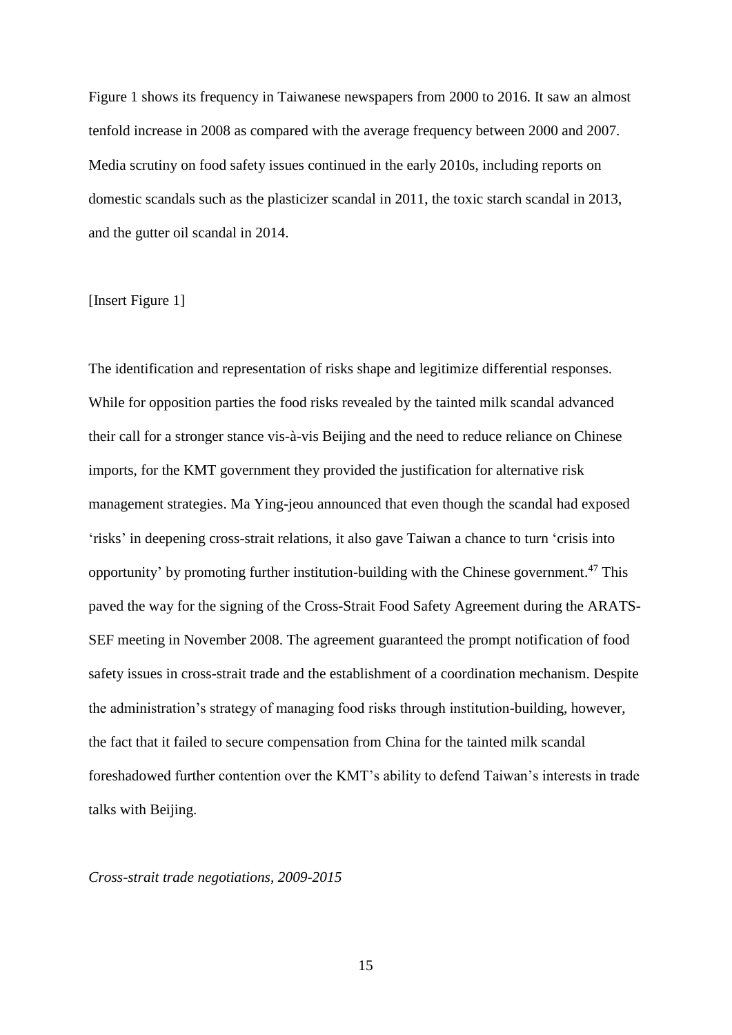Figure 1 shows its frequency in Taiwanese newspapers from 2000 to 2016. It saw an almost tenfold increase in 2008 as compared with the average frequency between 2000 and 2007. Media scrutiny on food safety issues continued in the early 2010s, including reports on domestic scandals such as the plasticizer scandal in 2011, the toxic starch scandal in 2013, and the gutter oil scandal in 2014.

[Insert Figure 1]

The identification and representation of risks shape and legitimize differential responses. While for opposition parties the food risks revealed by the tainted milk scandal advanced their call for a stronger stance vis-à-vis Beijing and the need to reduce reliance on Chinese imports, for the KMT government they provided the justification for alternative risk management strategies. Ma Ying-jeou announced that even though the scandal had exposed 'risks' in deepening cross-strait relations, it also gave Taiwan a chance to turn 'crisis into opportunity' by promoting further institution-building with the Chinese government.[47] This paved the way for the signing of the Cross-Strait Food Safety Agreement during the ARATS-SEF meeting in November 2008. The agreement guaranteed the prompt notification of food safety issues in cross-strait trade and the establishment of a coordination mechanism. Despite the administration's strategy of managing food risks through institution-building, however, the fact that it failed to secure compensation from China for the tainted milk scandal foreshadowed further contention over the KMT's ability to defend Taiwan's interests in trade talks with Beijing.

*Cross-strait trade negotiations, 2009-2015*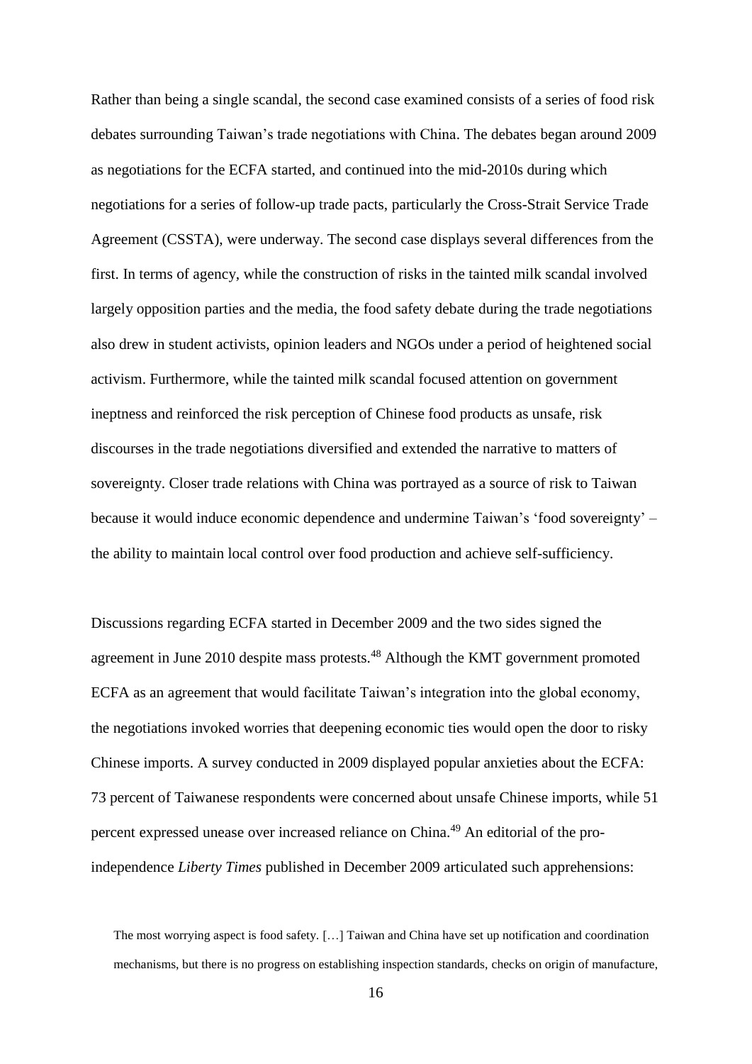Rather than being a single scandal, the second case examined consists of a series of food risk debates surrounding Taiwan's trade negotiations with China. The debates began around 2009 as negotiations for the ECFA started, and continued into the mid-2010s during which negotiations for a series of follow-up trade pacts, particularly the Cross-Strait Service Trade Agreement (CSSTA), were underway. The second case displays several differences from the first. In terms of agency, while the construction of risks in the tainted milk scandal involved largely opposition parties and the media, the food safety debate during the trade negotiations also drew in student activists, opinion leaders and NGOs under a period of heightened social activism. Furthermore, while the tainted milk scandal focused attention on government ineptness and reinforced the risk perception of Chinese food products as unsafe, risk discourses in the trade negotiations diversified and extended the narrative to matters of sovereignty. Closer trade relations with China was portrayed as a source of risk to Taiwan because it would induce economic dependence and undermine Taiwan's 'food sovereignty' – the ability to maintain local control over food production and achieve self-sufficiency.

Discussions regarding ECFA started in December 2009 and the two sides signed the agreement in June 2010 despite mass protests.[48] Although the KMT government promoted ECFA as an agreement that would facilitate Taiwan's integration into the global economy, the negotiations invoked worries that deepening economic ties would open the door to risky Chinese imports. A survey conducted in 2009 displayed popular anxieties about the ECFA: 73 percent of Taiwanese respondents were concerned about unsafe Chinese imports, while 51 percent expressed unease over increased reliance on China.[49] An editorial of the pro-independence *Liberty Times* published in December 2009 articulated such apprehensions:

> The most worrying aspect is food safety. […] Taiwan and China have set up notification and coordination mechanisms, but there is no progress on establishing inspection standards, checks on origin of manufacture,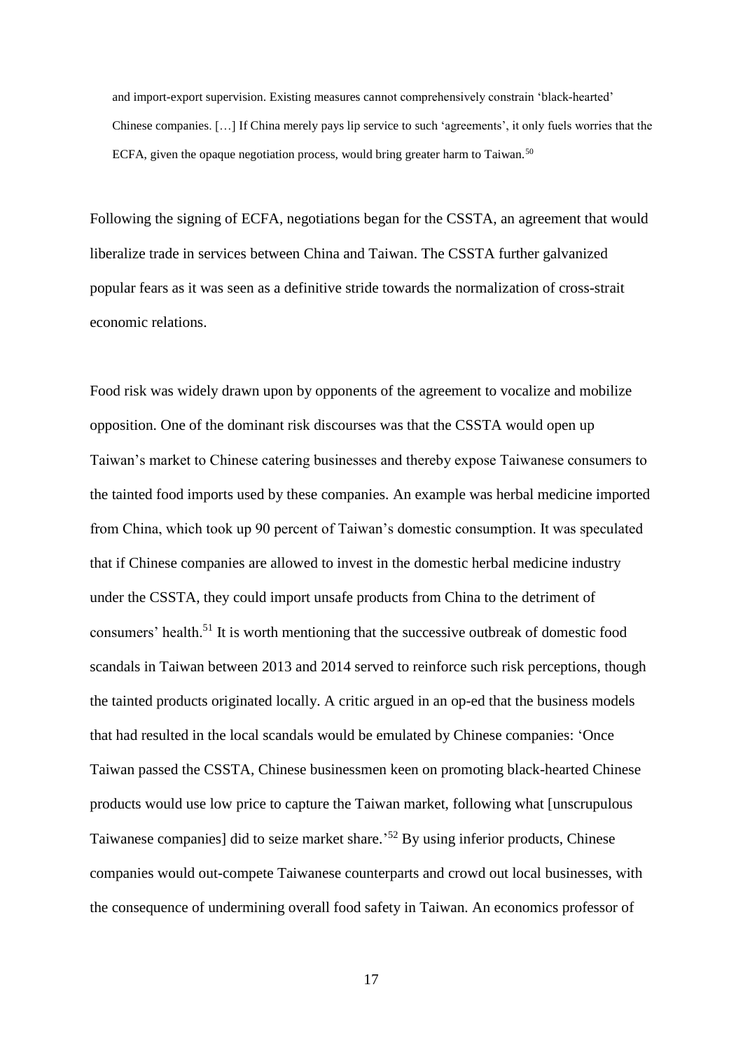> and import-export supervision. Existing measures cannot comprehensively constrain 'black-hearted' Chinese companies. […] If China merely pays lip service to such 'agreements', it only fuels worries that the ECFA, given the opaque negotiation process, would bring greater harm to Taiwan.[50]

Following the signing of ECFA, negotiations began for the CSSTA, an agreement that would liberalize trade in services between China and Taiwan. The CSSTA further galvanized popular fears as it was seen as a definitive stride towards the normalization of cross-strait economic relations.

Food risk was widely drawn upon by opponents of the agreement to vocalize and mobilize opposition. One of the dominant risk discourses was that the CSSTA would open up Taiwan's market to Chinese catering businesses and thereby expose Taiwanese consumers to the tainted food imports used by these companies. An example was herbal medicine imported from China, which took up 90 percent of Taiwan's domestic consumption. It was speculated that if Chinese companies are allowed to invest in the domestic herbal medicine industry under the CSSTA, they could import unsafe products from China to the detriment of consumers' health.[51] It is worth mentioning that the successive outbreak of domestic food scandals in Taiwan between 2013 and 2014 served to reinforce such risk perceptions, though the tainted products originated locally. A critic argued in an op-ed that the business models that had resulted in the local scandals would be emulated by Chinese companies: 'Once Taiwan passed the CSSTA, Chinese businessmen keen on promoting black-hearted Chinese products would use low price to capture the Taiwan market, following what [unscrupulous Taiwanese companies] did to seize market share.'[52] By using inferior products, Chinese companies would out-compete Taiwanese counterparts and crowd out local businesses, with the consequence of undermining overall food safety in Taiwan. An economics professor of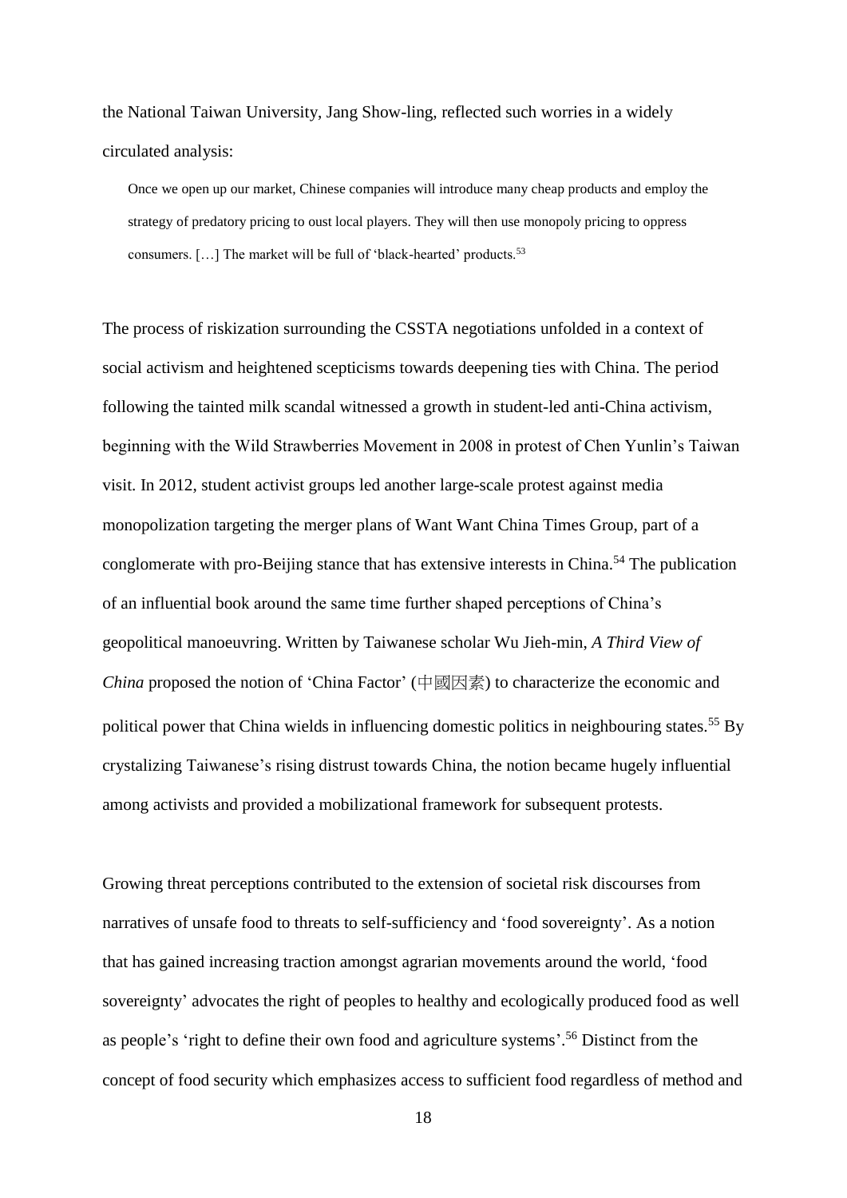the National Taiwan University, Jang Show-ling, reflected such worries in a widely circulated analysis:

> Once we open up our market, Chinese companies will introduce many cheap products and employ the strategy of predatory pricing to oust local players. They will then use monopoly pricing to oppress consumers. […] The market will be full of 'black-hearted' products.[53]

The process of riskization surrounding the CSSTA negotiations unfolded in a context of social activism and heightened scepticisms towards deepening ties with China. The period following the tainted milk scandal witnessed a growth in student-led anti-China activism, beginning with the Wild Strawberries Movement in 2008 in protest of Chen Yunlin's Taiwan visit. In 2012, student activist groups led another large-scale protest against media monopolization targeting the merger plans of Want Want China Times Group, part of a conglomerate with pro-Beijing stance that has extensive interests in China.[54] The publication of an influential book around the same time further shaped perceptions of China's geopolitical manoeuvring. Written by Taiwanese scholar Wu Jieh-min, *A Third View of China* proposed the notion of 'China Factor' (中國因素) to characterize the economic and political power that China wields in influencing domestic politics in neighbouring states.[55] By crystalizing Taiwanese's rising distrust towards China, the notion became hugely influential among activists and provided a mobilizational framework for subsequent protests.

Growing threat perceptions contributed to the extension of societal risk discourses from narratives of unsafe food to threats to self-sufficiency and 'food sovereignty'. As a notion that has gained increasing traction amongst agrarian movements around the world, 'food sovereignty' advocates the right of peoples to healthy and ecologically produced food as well as people's 'right to define their own food and agriculture systems'.[56] Distinct from the concept of food security which emphasizes access to sufficient food regardless of method and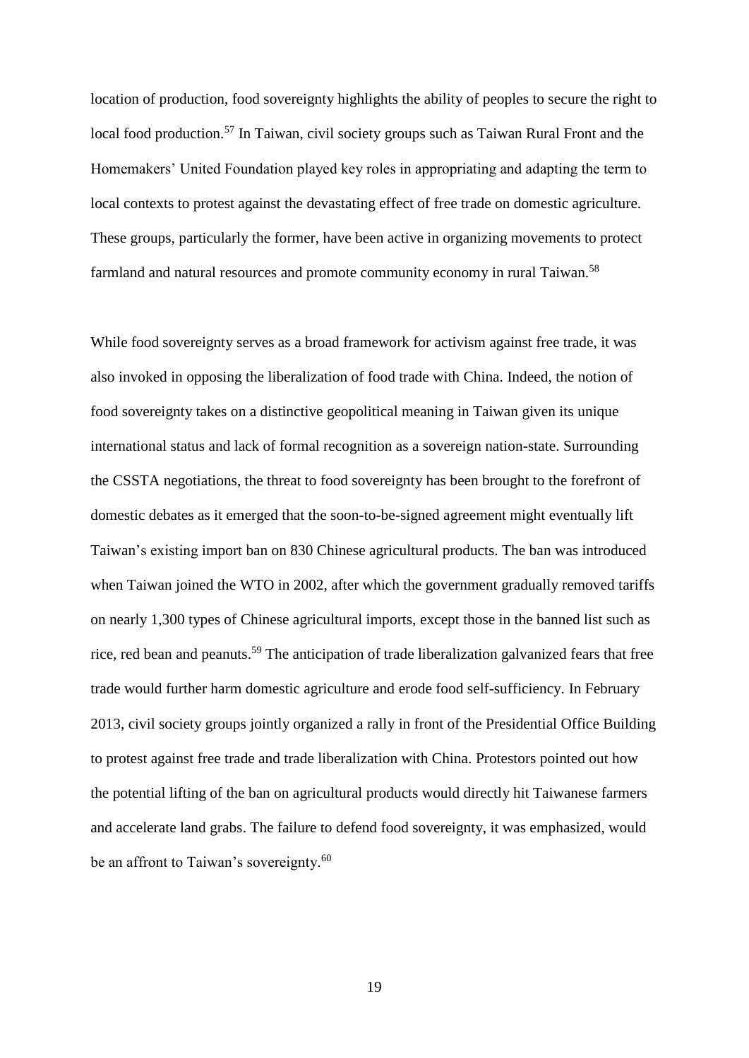location of production, food sovereignty highlights the ability of peoples to secure the right to local food production.[57] In Taiwan, civil society groups such as Taiwan Rural Front and the Homemakers' United Foundation played key roles in appropriating and adapting the term to local contexts to protest against the devastating effect of free trade on domestic agriculture. These groups, particularly the former, have been active in organizing movements to protect farmland and natural resources and promote community economy in rural Taiwan.[58]

While food sovereignty serves as a broad framework for activism against free trade, it was also invoked in opposing the liberalization of food trade with China. Indeed, the notion of food sovereignty takes on a distinctive geopolitical meaning in Taiwan given its unique international status and lack of formal recognition as a sovereign nation-state. Surrounding the CSSTA negotiations, the threat to food sovereignty has been brought to the forefront of domestic debates as it emerged that the soon-to-be-signed agreement might eventually lift Taiwan's existing import ban on 830 Chinese agricultural products. The ban was introduced when Taiwan joined the WTO in 2002, after which the government gradually removed tariffs on nearly 1,300 types of Chinese agricultural imports, except those in the banned list such as rice, red bean and peanuts.[59] The anticipation of trade liberalization galvanized fears that free trade would further harm domestic agriculture and erode food self-sufficiency. In February 2013, civil society groups jointly organized a rally in front of the Presidential Office Building to protest against free trade and trade liberalization with China. Protestors pointed out how the potential lifting of the ban on agricultural products would directly hit Taiwanese farmers and accelerate land grabs. The failure to defend food sovereignty, it was emphasized, would be an affront to Taiwan's sovereignty.[60]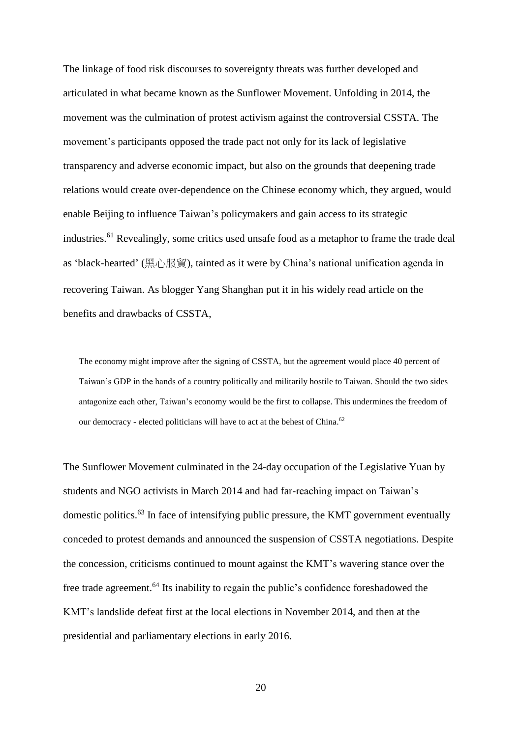The linkage of food risk discourses to sovereignty threats was further developed and articulated in what became known as the Sunflower Movement. Unfolding in 2014, the movement was the culmination of protest activism against the controversial CSSTA. The movement's participants opposed the trade pact not only for its lack of legislative transparency and adverse economic impact, but also on the grounds that deepening trade relations would create over-dependence on the Chinese economy which, they argued, would enable Beijing to influence Taiwan's policymakers and gain access to its strategic industries.[61] Revealingly, some critics used unsafe food as a metaphor to frame the trade deal as 'black-hearted' (黑心服貿), tainted as it were by China's national unification agenda in recovering Taiwan. As blogger Yang Shanghan put it in his widely read article on the benefits and drawbacks of CSSTA,

> The economy might improve after the signing of CSSTA, but the agreement would place 40 percent of Taiwan's GDP in the hands of a country politically and militarily hostile to Taiwan. Should the two sides antagonize each other, Taiwan's economy would be the first to collapse. This undermines the freedom of our democracy - elected politicians will have to act at the behest of China.[62]

The Sunflower Movement culminated in the 24-day occupation of the Legislative Yuan by students and NGO activists in March 2014 and had far-reaching impact on Taiwan's domestic politics.[63] In face of intensifying public pressure, the KMT government eventually conceded to protest demands and announced the suspension of CSSTA negotiations. Despite the concession, criticisms continued to mount against the KMT's wavering stance over the free trade agreement.[64] Its inability to regain the public's confidence foreshadowed the KMT's landslide defeat first at the local elections in November 2014, and then at the presidential and parliamentary elections in early 2016.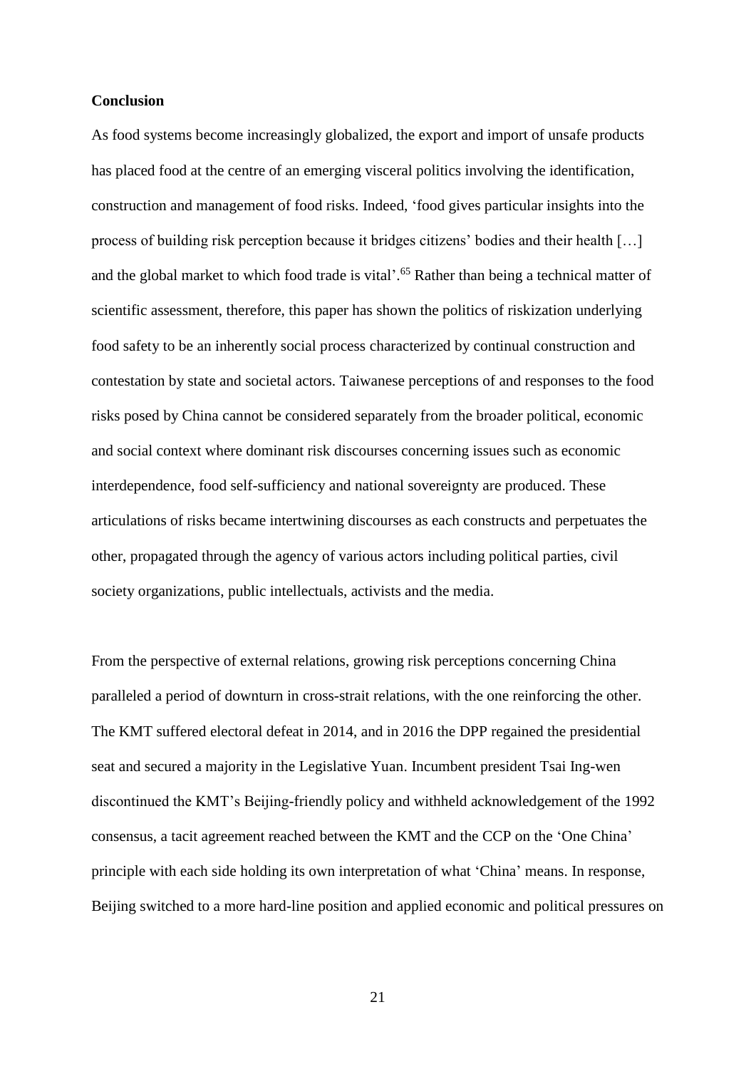**Conclusion**

As food systems become increasingly globalized, the export and import of unsafe products has placed food at the centre of an emerging visceral politics involving the identification, construction and management of food risks. Indeed, 'food gives particular insights into the process of building risk perception because it bridges citizens' bodies and their health […] and the global market to which food trade is vital'.[65] Rather than being a technical matter of scientific assessment, therefore, this paper has shown the politics of riskization underlying food safety to be an inherently social process characterized by continual construction and contestation by state and societal actors. Taiwanese perceptions of and responses to the food risks posed by China cannot be considered separately from the broader political, economic and social context where dominant risk discourses concerning issues such as economic interdependence, food self-sufficiency and national sovereignty are produced. These articulations of risks became intertwining discourses as each constructs and perpetuates the other, propagated through the agency of various actors including political parties, civil society organizations, public intellectuals, activists and the media.

From the perspective of external relations, growing risk perceptions concerning China paralleled a period of downturn in cross-strait relations, with the one reinforcing the other. The KMT suffered electoral defeat in 2014, and in 2016 the DPP regained the presidential seat and secured a majority in the Legislative Yuan. Incumbent president Tsai Ing-wen discontinued the KMT's Beijing-friendly policy and withheld acknowledgement of the 1992 consensus, a tacit agreement reached between the KMT and the CCP on the 'One China' principle with each side holding its own interpretation of what 'China' means. In response, Beijing switched to a more hard-line position and applied economic and political pressures on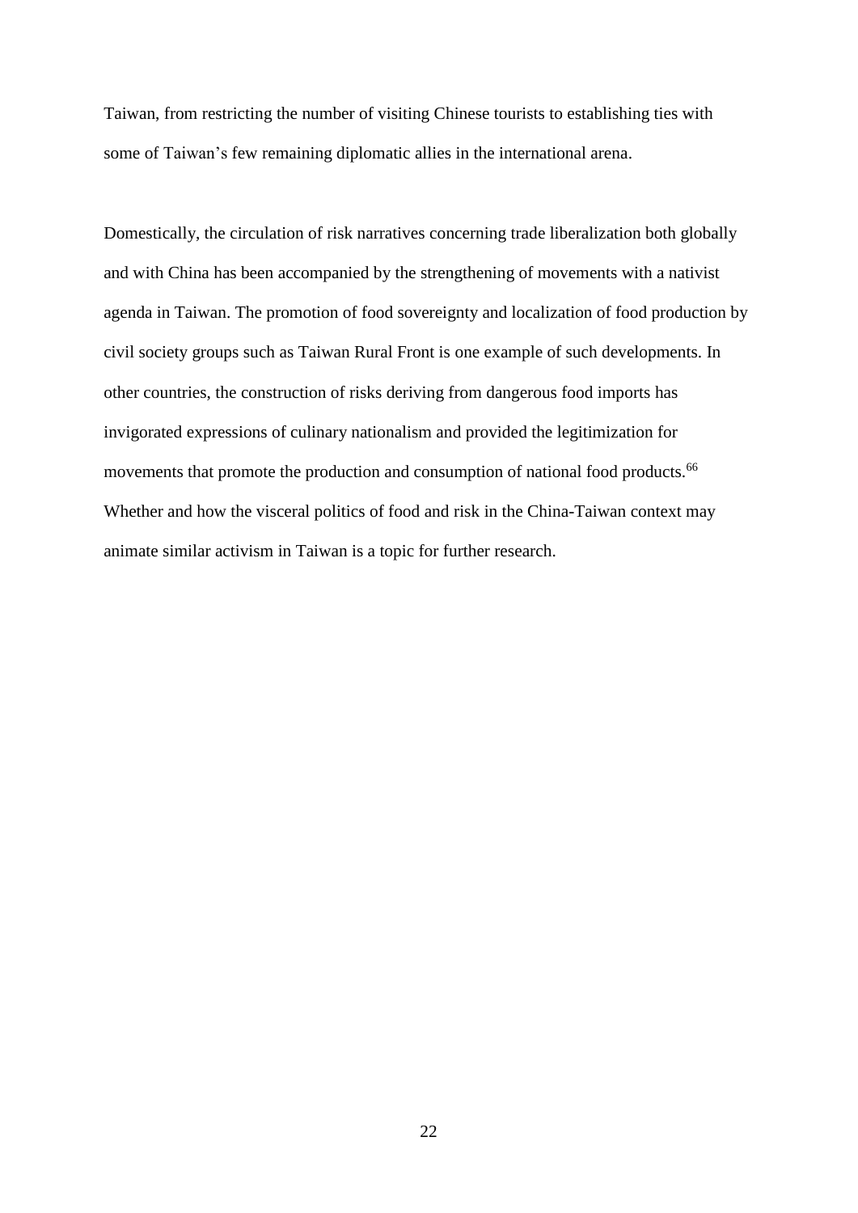Taiwan, from restricting the number of visiting Chinese tourists to establishing ties with some of Taiwan's few remaining diplomatic allies in the international arena.

Domestically, the circulation of risk narratives concerning trade liberalization both globally and with China has been accompanied by the strengthening of movements with a nativist agenda in Taiwan. The promotion of food sovereignty and localization of food production by civil society groups such as Taiwan Rural Front is one example of such developments. In other countries, the construction of risks deriving from dangerous food imports has invigorated expressions of culinary nationalism and provided the legitimization for movements that promote the production and consumption of national food products.[66] Whether and how the visceral politics of food and risk in the China-Taiwan context may animate similar activism in Taiwan is a topic for further research.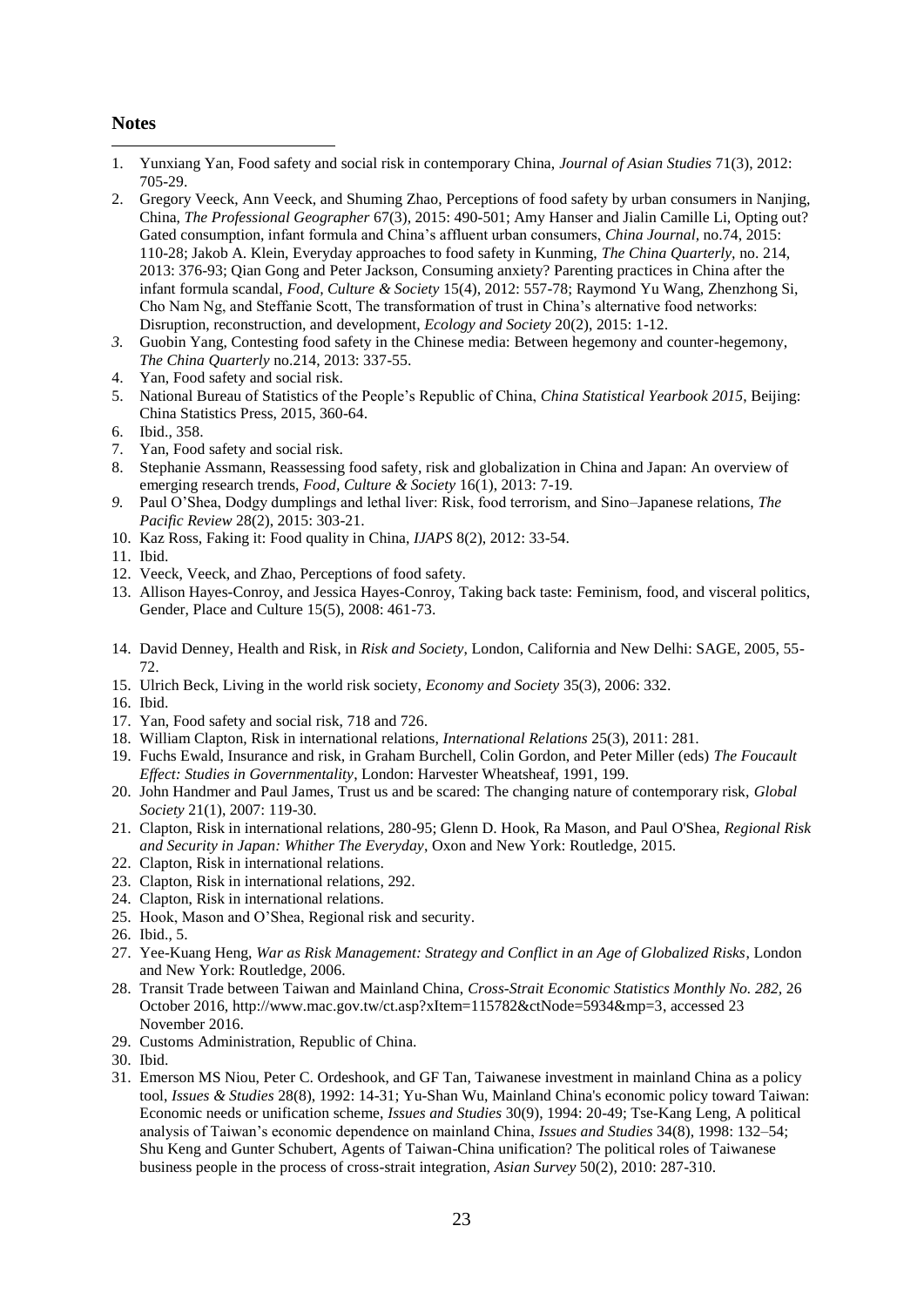## Notes

1. Yunxiang Yan, Food safety and social risk in contemporary China, *Journal of Asian Studies* 71(3), 2012: 705-29.
2. Gregory Veeck, Ann Veeck, and Shuming Zhao, Perceptions of food safety by urban consumers in Nanjing, China, *The Professional Geographer* 67(3), 2015: 490-501; Amy Hanser and Jialin Camille Li, Opting out? Gated consumption, infant formula and China's affluent urban consumers, *China Journal,* no.74, 2015: 110-28; Jakob A. Klein, Everyday approaches to food safety in Kunming, *The China Quarterly,* no. 214, 2013: 376-93; Qian Gong and Peter Jackson, Consuming anxiety? Parenting practices in China after the infant formula scandal, *Food, Culture & Society* 15(4), 2012: 557-78; Raymond Yu Wang, Zhenzhong Si, Cho Nam Ng, and Steffanie Scott, The transformation of trust in China's alternative food networks: Disruption, reconstruction, and development, *Ecology and Society* 20(2), 2015: 1-12.
3. Guobin Yang, Contesting food safety in the Chinese media: Between hegemony and counter-hegemony, *The China Quarterly* no.214, 2013: 337-55.
4. Yan, Food safety and social risk.
5. National Bureau of Statistics of the People's Republic of China, *China Statistical Yearbook 2015*, Beijing: China Statistics Press, 2015, 360-64.
6. Ibid., 358.
7. Yan, Food safety and social risk.
8. Stephanie Assmann, Reassessing food safety, risk and globalization in China and Japan: An overview of emerging research trends, *Food, Culture & Society* 16(1), 2013: 7-19.
9. Paul O'Shea, Dodgy dumplings and lethal liver: Risk, food terrorism, and Sino–Japanese relations, *The Pacific Review* 28(2), 2015: 303-21.
10. Kaz Ross, Faking it: Food quality in China, *IJAPS* 8(2), 2012: 33-54.
11. Ibid.
12. Veeck, Veeck, and Zhao, Perceptions of food safety.
13. Allison Hayes-Conroy, and Jessica Hayes-Conroy, Taking back taste: Feminism, food, and visceral politics, Gender, Place and Culture 15(5), 2008: 461-73.
14. David Denney, Health and Risk, in *Risk and Society*, London, California and New Delhi: SAGE, 2005, 55-72.
15. Ulrich Beck, Living in the world risk society, *Economy and Society* 35(3), 2006: 332.
16. Ibid.
17. Yan, Food safety and social risk, 718 and 726.
18. William Clapton, Risk in international relations, *International Relations* 25(3), 2011: 281.
19. Fuchs Ewald, Insurance and risk, in Graham Burchell, Colin Gordon, and Peter Miller (eds) *The Foucault Effect: Studies in Governmentality*, London: Harvester Wheatsheaf, 1991, 199.
20. John Handmer and Paul James, Trust us and be scared: The changing nature of contemporary risk, *Global Society* 21(1), 2007: 119-30.
21. Clapton, Risk in international relations, 280-95; Glenn D. Hook, Ra Mason, and Paul O'Shea, *Regional Risk and Security in Japan: Whither The Everyday*, Oxon and New York: Routledge, 2015.
22. Clapton, Risk in international relations.
23. Clapton, Risk in international relations, 292.
24. Clapton, Risk in international relations.
25. Hook, Mason and O'Shea, Regional risk and security.
26. Ibid., 5.
27. Yee-Kuang Heng, *War as Risk Management: Strategy and Conflict in an Age of Globalized Risks*, London and New York: Routledge, 2006.
28. Transit Trade between Taiwan and Mainland China, *Cross-Strait Economic Statistics Monthly No. 282,* 26 October 2016, http://www.mac.gov.tw/ct.asp?xItem=115782&ctNode=5934&mp=3, accessed 23 November 2016.
29. Customs Administration, Republic of China.
30. Ibid.
31. Emerson MS Niou, Peter C. Ordeshook, and GF Tan, Taiwanese investment in mainland China as a policy tool, *Issues & Studies* 28(8), 1992: 14-31; Yu-Shan Wu, Mainland China's economic policy toward Taiwan: Economic needs or unification scheme, *Issues and Studies* 30(9), 1994: 20-49; Tse-Kang Leng, A political analysis of Taiwan's economic dependence on mainland China, *Issues and Studies* 34(8), 1998: 132–54; Shu Keng and Gunter Schubert, Agents of Taiwan-China unification? The political roles of Taiwanese business people in the process of cross-strait integration, *Asian Survey* 50(2), 2010: 287-310.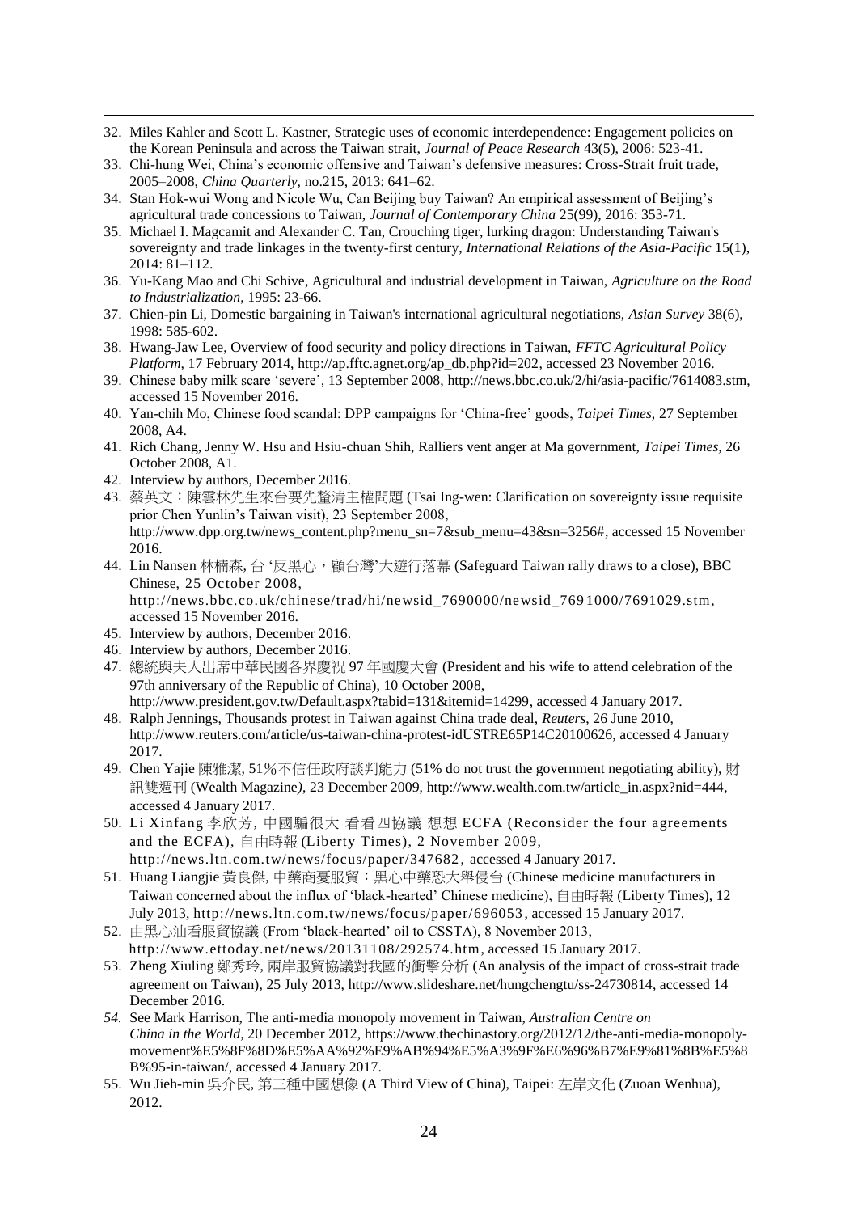32. Miles Kahler and Scott L. Kastner, Strategic uses of economic interdependence: Engagement policies on the Korean Peninsula and across the Taiwan strait, *Journal of Peace Research* 43(5), 2006: 523-41.
33. Chi-hung Wei, China's economic offensive and Taiwan's defensive measures: Cross-Strait fruit trade, 2005–2008, *China Quarterly,* no.215, 2013: 641–62.
34. Stan Hok-wui Wong and Nicole Wu, Can Beijing buy Taiwan? An empirical assessment of Beijing's agricultural trade concessions to Taiwan, *Journal of Contemporary China* 25(99), 2016: 353-71.
35. Michael I. Magcamit and Alexander C. Tan, Crouching tiger, lurking dragon: Understanding Taiwan's sovereignty and trade linkages in the twenty-first century, *International Relations of the Asia-Pacific* 15(1), 2014: 81–112.
36. Yu-Kang Mao and Chi Schive, Agricultural and industrial development in Taiwan, *Agriculture on the Road to Industrialization*, 1995: 23-66.
37. Chien-pin Li, Domestic bargaining in Taiwan's international agricultural negotiations, *Asian Survey* 38(6), 1998: 585-602.
38. Hwang-Jaw Lee, Overview of food security and policy directions in Taiwan, *FFTC Agricultural Policy Platform,* 17 February 2014, http://ap.fftc.agnet.org/ap_db.php?id=202, accessed 23 November 2016.
39. Chinese baby milk scare 'severe', 13 September 2008, http://news.bbc.co.uk/2/hi/asia-pacific/7614083.stm, accessed 15 November 2016.
40. Yan-chih Mo, Chinese food scandal: DPP campaigns for 'China-free' goods, *Taipei Times*, 27 September 2008, A4.
41. Rich Chang, Jenny W. Hsu and Hsiu-chuan Shih, Ralliers vent anger at Ma government, *Taipei Times*, 26 October 2008, A1.
42. Interview by authors, December 2016.
43. 蔡英文：陳雲林先生來台要先釐清主權問題 (Tsai Ing-wen: Clarification on sovereignty issue requisite prior Chen Yunlin's Taiwan visit), 23 September 2008, http://www.dpp.org.tw/news_content.php?menu_sn=7&sub_menu=43&sn=3256#, accessed 15 November 2016.
44. Lin Nansen 林楠森, 台 '反黑心，顧台灣'大遊行落幕 (Safeguard Taiwan rally draws to a close), BBC Chinese, 25 October 2008, http://news.bbc.co.uk/chinese/trad/hi/newsid_7690000/newsid_7691000/7691029.stm, accessed 15 November 2016.
45. Interview by authors, December 2016.
46. Interview by authors, December 2016.
47. 總統與夫人出席中華民國各界慶祝 97 年國慶大會 (President and his wife to attend celebration of the 97th anniversary of the Republic of China), 10 October 2008, http://www.president.gov.tw/Default.aspx?tabid=131&itemid=14299, accessed 4 January 2017.
48. Ralph Jennings, Thousands protest in Taiwan against China trade deal, *Reuters*, 26 June 2010, http://www.reuters.com/article/us-taiwan-china-protest-idUSTRE65P14C20100626, accessed 4 January 2017.
49. Chen Yajie 陳雅潔, 51%不信任政府談判能力 (51% do not trust the government negotiating ability), 財訊雙週刊 (Wealth Magazine*)*, 23 December 2009, http://www.wealth.com.tw/article_in.aspx?nid=444, accessed 4 January 2017.
50. Li Xinfang 李欣芳, 中國騙很大 看看四協議 想想 ECFA (Reconsider the four agreements and the ECFA), 自由時報 (Liberty Times), 2 November 2009, http://news.ltn.com.tw/news/focus/paper/347682, accessed 4 January 2017.
51. Huang Liangjie 黃良傑, 中藥商憂服貿：黑心中藥恐大舉侵台 (Chinese medicine manufacturers in Taiwan concerned about the influx of 'black-hearted' Chinese medicine), 自由時報 (Liberty Times), 12 July 2013, http://news.ltn.com.tw/news/focus/paper/696053, accessed 15 January 2017.
52. 由黑心油看服貿協議 (From 'black-hearted' oil to CSSTA), 8 November 2013, http://www.ettoday.net/news/20131108/292574.htm, accessed 15 January 2017.
53. Zheng Xiuling 鄭秀玲, 兩岸服貿協議對我國的衝擊分析 (An analysis of the impact of cross-strait trade agreement on Taiwan), 25 July 2013, http://www.slideshare.net/hungchengtu/ss-24730814, accessed 14 December 2016.
54. See Mark Harrison, The anti-media monopoly movement in Taiwan, *Australian Centre on China in the World*, 20 December 2012, https://www.thechinastory.org/2012/12/the-anti-media-monopoly-movement%E5%8F%8D%E5%AA%92%E9%AB%94%E5%A3%9F%E6%96%B7%E9%81%8B%E5%8B%95-in-taiwan/, accessed 4 January 2017.
55. Wu Jieh-min 吳介民, 第三種中國想像 (A Third View of China), Taipei: 左岸文化 (Zuoan Wenhua), 2012.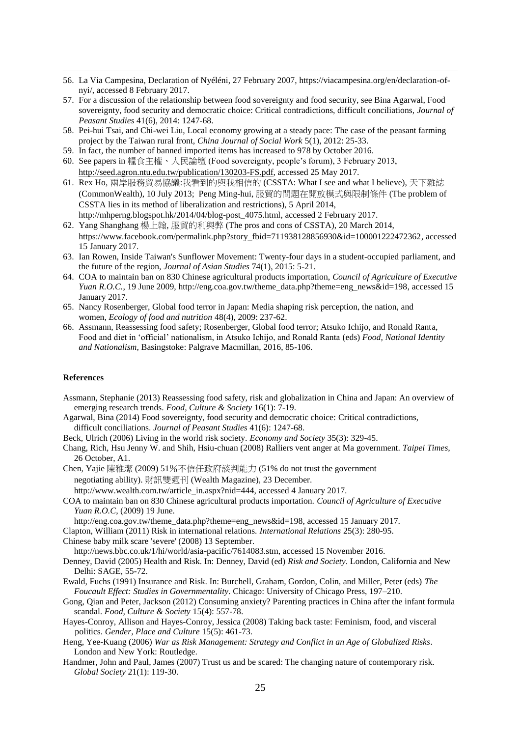56. La Via Campesina, Declaration of Nyéléni, 27 February 2007, https://viacampesina.org/en/declaration-of-nyi/, accessed 8 February 2017.
57. For a discussion of the relationship between food sovereignty and food security, see Bina Agarwal, Food sovereignty, food security and democratic choice: Critical contradictions, difficult conciliations, *Journal of Peasant Studies* 41(6), 2014: 1247-68.
58. Pei-hui Tsai, and Chi-wei Liu, Local economy growing at a steady pace: The case of the peasant farming project by the Taiwan rural front, *China Journal of Social Work* 5(1), 2012: 25-33.
59. In fact, the number of banned imported items has increased to 978 by October 2016.
60. See papers in 糧食主權、人民論壇 (Food sovereignty, people's forum), 3 February 2013, http://seed.agron.ntu.edu.tw/publication/130203-FS.pdf, accessed 25 May 2017.
61. Rex Ho, 兩岸服務貿易協議:我看到的與我相信的 (CSSTA: What I see and what I believe), 天下雜誌 (CommonWealth), 10 July 2013; Peng Ming-hui, 服貿的問題在開放模式與限制條件 (The problem of CSSTA lies in its method of liberalization and restrictions), 5 April 2014, http://mhperng.blogspot.hk/2014/04/blog-post_4075.html, accessed 2 February 2017.
62. Yang Shanghang 楊上翰, 服貿的利與弊 (The pros and cons of CSSTA), 20 March 2014, https://www.facebook.com/permalink.php?story_fbid=711938128856930&id=100001222472362, accessed 15 January 2017.
63. Ian Rowen, Inside Taiwan's Sunflower Movement: Twenty-four days in a student-occupied parliament, and the future of the region, *Journal of Asian Studies* 74(1), 2015: 5-21.
64. COA to maintain ban on 830 Chinese agricultural products importation, *Council of Agriculture of Executive Yuan R.O.C.*, 19 June 2009, http://eng.coa.gov.tw/theme_data.php?theme=eng_news&id=198, accessed 15 January 2017.
65. Nancy Rosenberger, Global food terror in Japan: Media shaping risk perception, the nation, and women, *Ecology of food and nutrition* 48(4), 2009: 237-62.
66. Assmann, Reassessing food safety; Rosenberger, Global food terror; Atsuko Ichijo, and Ronald Ranta, Food and diet in 'official' nationalism, in Atsuko Ichijo, and Ronald Ranta (eds) *Food, National Identity and Nationalism*, Basingstoke: Palgrave Macmillan, 2016, 85-106.

## References

Assmann, Stephanie (2013) Reassessing food safety, risk and globalization in China and Japan: An overview of emerging research trends. *Food, Culture & Society* 16(1): 7-19.

Agarwal, Bina (2014) Food sovereignty, food security and democratic choice: Critical contradictions, difficult conciliations. *Journal of Peasant Studies* 41(6): 1247-68.

Beck, Ulrich (2006) Living in the world risk society. *Economy and Society* 35(3): 329-45.

Chang, Rich, Hsu Jenny W. and Shih, Hsiu-chuan (2008) Ralliers vent anger at Ma government. *Taipei Times*, 26 October, A1.

Chen, Yajie 陳雅潔 (2009) 51%不信任政府談判能力 (51% do not trust the government negotiating ability). 財訊雙週刊 (Wealth Magazine), 23 December. http://www.wealth.com.tw/article_in.aspx?nid=444, accessed 4 January 2017.

COA to maintain ban on 830 Chinese agricultural products importation. *Council of Agriculture of Executive Yuan R.O.C*, (2009) 19 June. http://eng.coa.gov.tw/theme_data.php?theme=eng_news&id=198, accessed 15 January 2017.

Clapton, William (2011) Risk in international relations. *International Relations* 25(3): 280-95.

Chinese baby milk scare 'severe' (2008) 13 September. http://news.bbc.co.uk/1/hi/world/asia-pacific/7614083.stm, accessed 15 November 2016.

Denney, David (2005) Health and Risk. In: Denney, David (ed) *Risk and Society*. London, California and New Delhi: SAGE, 55-72.

Ewald, Fuchs (1991) Insurance and Risk. In: Burchell, Graham, Gordon, Colin, and Miller, Peter (eds) *The Foucault Effect: Studies in Governmentality*. Chicago: University of Chicago Press, 197–210.

Gong, Qian and Peter, Jackson (2012) Consuming anxiety? Parenting practices in China after the infant formula scandal. *Food, Culture & Society* 15(4): 557-78.

Hayes-Conroy, Allison and Hayes-Conroy, Jessica (2008) Taking back taste: Feminism, food, and visceral politics. *Gender, Place and Culture* 15(5): 461-73.

Heng, Yee-Kuang (2006) *War as Risk Management: Strategy and Conflict in an Age of Globalized Risks*. London and New York: Routledge.

Handmer, John and Paul, James (2007) Trust us and be scared: The changing nature of contemporary risk. *Global Society* 21(1): 119-30.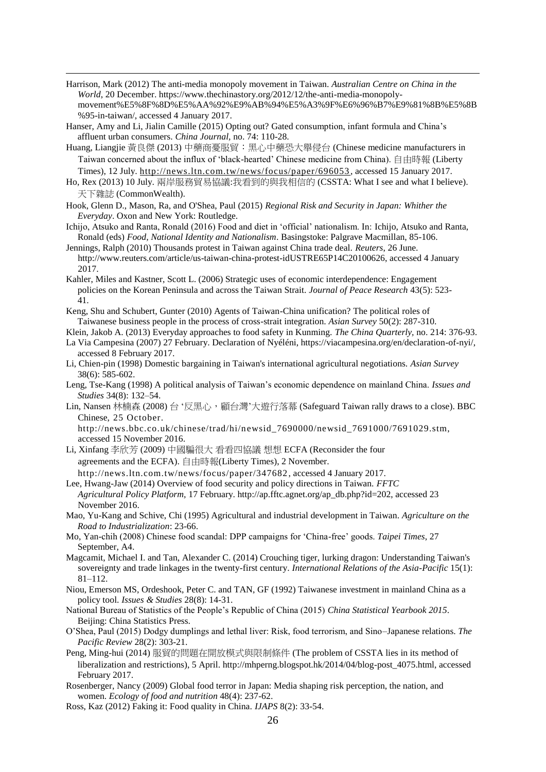Harrison, Mark (2012) The anti-media monopoly movement in Taiwan. *Australian Centre on China in the World*, 20 December. https://www.thechinastory.org/2012/12/the-anti-media-monopoly-movement%E5%8F%8D%E5%AA%92%E9%AB%94%E5%A3%9F%E6%96%B7%E9%81%8B%E5%8B%95-in-taiwan/, accessed 4 January 2017.

Hanser, Amy and Li, Jialin Camille (2015) Opting out? Gated consumption, infant formula and China's affluent urban consumers. *China Journal*, no. 74: 110-28.

Huang, Liangjie 黃良傑 (2013) 中藥商憂服貿：黑心中藥恐大舉侵台 (Chinese medicine manufacturers in Taiwan concerned about the influx of 'black-hearted' Chinese medicine from China). 自由時報 (Liberty Times), 12 July. http://news.ltn.com.tw/news/focus/paper/696053, accessed 15 January 2017.

Ho, Rex (2013) 10 July. 兩岸服務貿易協議:我看到的與我相信的 (CSSTA: What I see and what I believe). 天下雜誌 (CommonWealth).

Hook, Glenn D., Mason, Ra, and O'Shea, Paul (2015) *Regional Risk and Security in Japan: Whither the Everyday*. Oxon and New York: Routledge.

Ichijo, Atsuko and Ranta, Ronald (2016) Food and diet in 'official' nationalism. In: Ichijo, Atsuko and Ranta, Ronald (eds) *Food, National Identity and Nationalism*. Basingstoke: Palgrave Macmillan, 85-106.

Jennings, Ralph (2010) Thousands protest in Taiwan against China trade deal. *Reuters*, 26 June. http://www.reuters.com/article/us-taiwan-china-protest-idUSTRE65P14C20100626, accessed 4 January 2017.

Kahler, Miles and Kastner, Scott L. (2006) Strategic uses of economic interdependence: Engagement policies on the Korean Peninsula and across the Taiwan Strait. *Journal of Peace Research* 43(5): 523-41.

Keng, Shu and Schubert, Gunter (2010) Agents of Taiwan-China unification? The political roles of Taiwanese business people in the process of cross-strait integration. *Asian Survey* 50(2): 287-310.

Klein, Jakob A. (2013) Everyday approaches to food safety in Kunming. *The China Quarterly*, no. 214: 376-93.

La Via Campesina (2007) 27 February. Declaration of Nyéléni, https://viacampesina.org/en/declaration-of-nyi/, accessed 8 February 2017.

Li, Chien-pin (1998) Domestic bargaining in Taiwan's international agricultural negotiations. *Asian Survey* 38(6): 585-602.

Leng, Tse-Kang (1998) A political analysis of Taiwan's economic dependence on mainland China. *Issues and Studies* 34(8): 132–54.

Lin, Nansen 林楠森 (2008) 台 '反黑心，顧台灣'大遊行落幕 (Safeguard Taiwan rally draws to a close). BBC Chinese, 25 October. http://news.bbc.co.uk/chinese/trad/hi/newsid_7690000/newsid_7691000/7691029.stm, accessed 15 November 2016.

Li, Xinfang 李欣芳 (2009) 中國騙很大 看看四協議 想想 ECFA (Reconsider the four agreements and the ECFA). 自由時報(Liberty Times), 2 November. http://news.ltn.com.tw/news/focus/paper/347682, accessed 4 January 2017.

Lee, Hwang-Jaw (2014) Overview of food security and policy directions in Taiwan. *FFTC Agricultural Policy Platform*, 17 February. http://ap.fftc.agnet.org/ap_db.php?id=202, accessed 23 November 2016.

Mao, Yu-Kang and Schive, Chi (1995) Agricultural and industrial development in Taiwan. *Agriculture on the Road to Industrialization*: 23-66.

Mo, Yan-chih (2008) Chinese food scandal: DPP campaigns for 'China-free' goods. *Taipei Times*, 27 September, A4.

Magcamit, Michael I. and Tan, Alexander C. (2014) Crouching tiger, lurking dragon: Understanding Taiwan's sovereignty and trade linkages in the twenty-first century. *International Relations of the Asia-Pacific* 15(1): 81–112.

Niou, Emerson MS, Ordeshook, Peter C. and TAN, GF (1992) Taiwanese investment in mainland China as a policy tool. *Issues & Studies* 28(8): 14-31.

National Bureau of Statistics of the People's Republic of China (2015) *China Statistical Yearbook 2015*. Beijing: China Statistics Press.

O'Shea, Paul (2015) Dodgy dumplings and lethal liver: Risk, food terrorism, and Sino–Japanese relations. *The Pacific Review* 28(2): 303-21.

Peng, Ming-hui (2014) 服貿的問題在開放模式與限制條件 (The problem of CSSTA lies in its method of liberalization and restrictions), 5 April. http://mhperng.blogspot.hk/2014/04/blog-post_4075.html, accessed February 2017.

Rosenberger, Nancy (2009) Global food terror in Japan: Media shaping risk perception, the nation, and women. *Ecology of food and nutrition* 48(4): 237-62.

Ross, Kaz (2012) Faking it: Food quality in China. *IJAPS* 8(2): 33-54.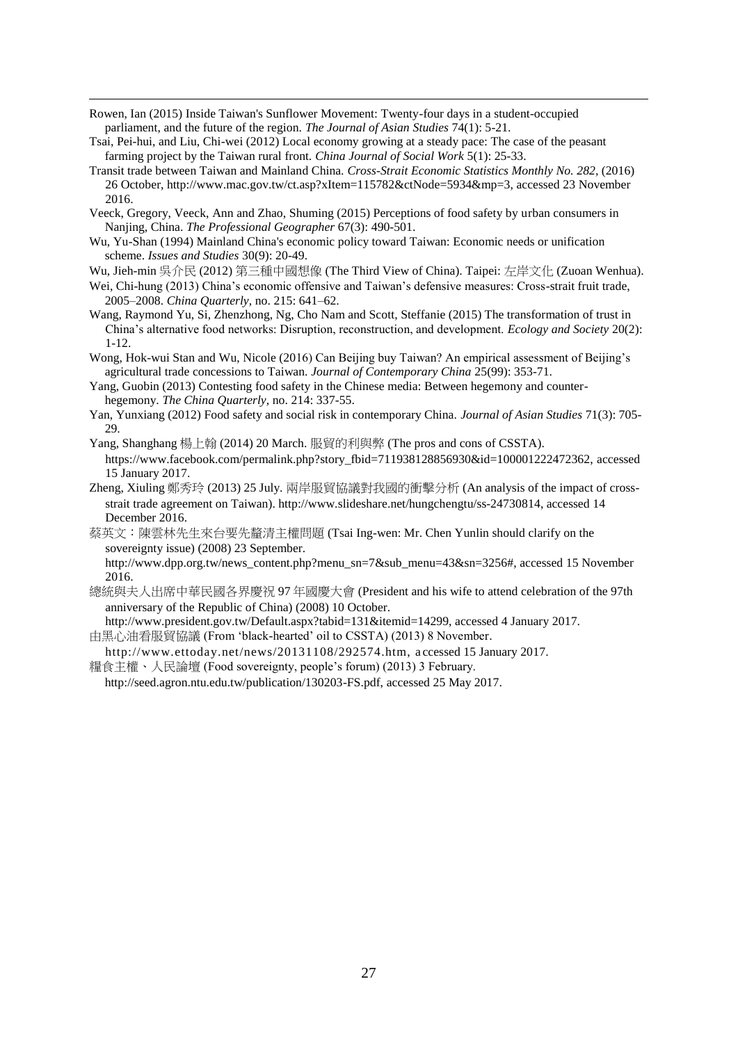Rowen, Ian (2015) Inside Taiwan's Sunflower Movement: Twenty-four days in a student-occupied parliament, and the future of the region. *The Journal of Asian Studies* 74(1): 5-21.

Tsai, Pei-hui, and Liu, Chi-wei (2012) Local economy growing at a steady pace: The case of the peasant farming project by the Taiwan rural front. *China Journal of Social Work* 5(1): 25-33.

Transit trade between Taiwan and Mainland China. *Cross-Strait Economic Statistics Monthly No. 282*, (2016) 26 October, http://www.mac.gov.tw/ct.asp?xItem=115782&ctNode=5934&mp=3, accessed 23 November 2016.

Veeck, Gregory, Veeck, Ann and Zhao, Shuming (2015) Perceptions of food safety by urban consumers in Nanjing, China. *The Professional Geographer* 67(3): 490-501.

Wu, Yu-Shan (1994) Mainland China's economic policy toward Taiwan: Economic needs or unification scheme. *Issues and Studies* 30(9): 20-49.

Wu, Jieh-min 吳介民 (2012) 第三種中國想像 (The Third View of China). Taipei: 左岸文化 (Zuoan Wenhua).

Wei, Chi-hung (2013) China's economic offensive and Taiwan's defensive measures: Cross-strait fruit trade, 2005–2008. *China Quarterly*, no. 215: 641–62.

Wang, Raymond Yu, Si, Zhenzhong, Ng, Cho Nam and Scott, Steffanie (2015) The transformation of trust in China's alternative food networks: Disruption, reconstruction, and development. *Ecology and Society* 20(2): 1-12.

Wong, Hok-wui Stan and Wu, Nicole (2016) Can Beijing buy Taiwan? An empirical assessment of Beijing's agricultural trade concessions to Taiwan. *Journal of Contemporary China* 25(99): 353-71.

Yang, Guobin (2013) Contesting food safety in the Chinese media: Between hegemony and counter-hegemony. *The China Quarterly*, no. 214: 337-55.

Yan, Yunxiang (2012) Food safety and social risk in contemporary China. *Journal of Asian Studies* 71(3): 705-29.

Yang, Shanghang 楊上翰 (2014) 20 March. 服貿的利與弊 (The pros and cons of CSSTA). https://www.facebook.com/permalink.php?story_fbid=711938128856930&id=100001222472362, accessed 15 January 2017.

Zheng, Xiuling 鄭秀玲 (2013) 25 July. 兩岸服貿協議對我國的衝擊分析 (An analysis of the impact of cross-strait trade agreement on Taiwan). http://www.slideshare.net/hungchengtu/ss-24730814, accessed 14 December 2016.

蔡英文：陳雲林先生來台要先釐清主權問題 (Tsai Ing-wen: Mr. Chen Yunlin should clarify on the sovereignty issue) (2008) 23 September. http://www.dpp.org.tw/news_content.php?menu_sn=7&sub_menu=43&sn=3256#, accessed 15 November 2016.

總統與夫人出席中華民國各界慶祝 97 年國慶大會 (President and his wife to attend celebration of the 97th anniversary of the Republic of China) (2008) 10 October. http://www.president.gov.tw/Default.aspx?tabid=131&itemid=14299, accessed 4 January 2017.

由黑心油看服貿協議 (From 'black-hearted' oil to CSSTA) (2013) 8 November. http://www.ettoday.net/news/20131108/292574.htm, accessed 15 January 2017.

糧食主權、人民論壇 (Food sovereignty, people's forum) (2013) 3 February. http://seed.agron.ntu.edu.tw/publication/130203-FS.pdf, accessed 25 May 2017.